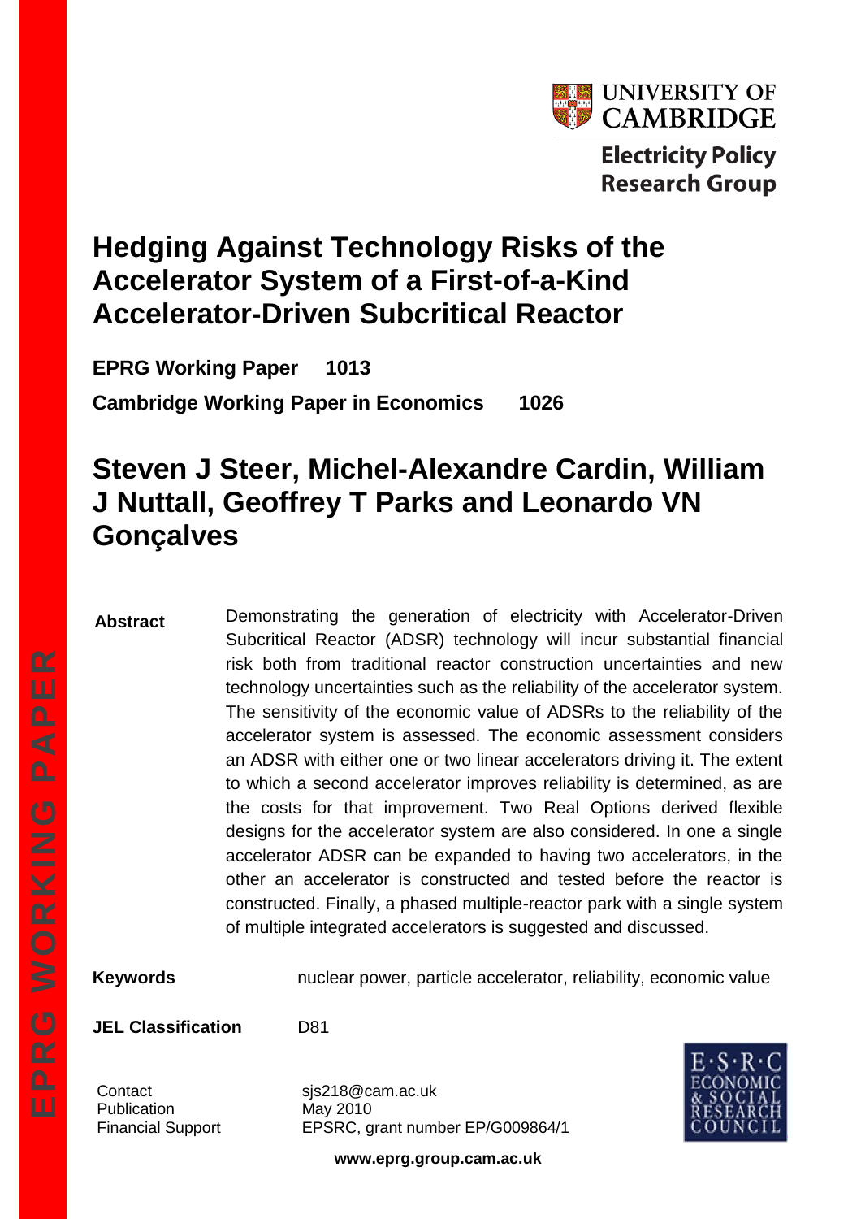UNIVERSITY OF CAMBRIDGE

Electricity Policy Research Group

# Hedging Against Technology Risks of the Accelerator System of a First-of-a-Kind Accelerator-Driven Subcritical Reactor

**EPRG Working Paper 1013**

**Cambridge Working Paper in Economics 1026**

## Steven J Steer, Michel-Alexandre Cardin, William J Nuttall, Geoffrey T Parks and Leonardo VN Gonçalves

**Abstract** Demonstrating the generation of electricity with Accelerator-Driven Subcritical Reactor (ADSR) technology will incur substantial financial risk both from traditional reactor construction uncertainties and new technology uncertainties such as the reliability of the accelerator system. The sensitivity of the economic value of ADSRs to the reliability of the accelerator system is assessed. The economic assessment considers an ADSR with either one or two linear accelerators driving it. The extent to which a second accelerator improves reliability is determined, as are the costs for that improvement. Two Real Options derived flexible designs for the accelerator system are also considered. In one a single accelerator ADSR can be expanded to having two accelerators, in the other an accelerator is constructed and tested before the reactor is constructed. Finally, a phased multiple-reactor park with a single system of multiple integrated accelerators is suggested and discussed.

**Keywords** nuclear power, particle accelerator, reliability, economic value

**JEL Classification** D81

Contact sjs218@cam.ac.uk
Publication May 2010
Financial Support EPSRC, grant number EP/G009864/1

E·S·R·C ECONOMIC & SOCIAL RESEARCH COUNCIL

**www.eprg.group.cam.ac.uk**

EPRG WORKING PAPER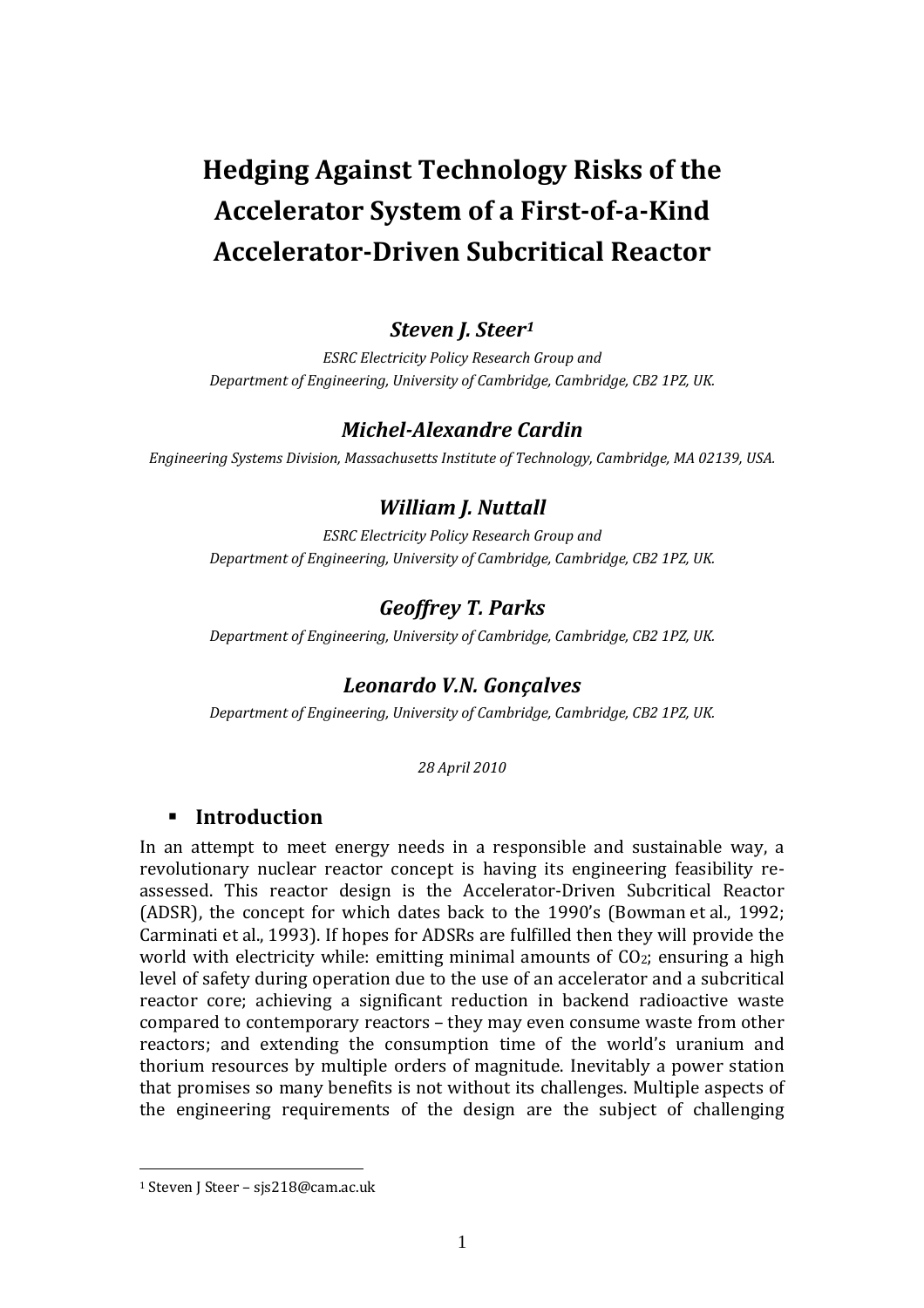# Hedging Against Technology Risks of the Accelerator System of a First-of-a-Kind Accelerator-Driven Subcritical Reactor

### *Steven J. Steer*[1]

*ESRC Electricity Policy Research Group and*
*Department of Engineering, University of Cambridge, Cambridge, CB2 1PZ, UK.*

### *Michel-Alexandre Cardin*

*Engineering Systems Division, Massachusetts Institute of Technology, Cambridge, MA 02139, USA.*

### *William J. Nuttall*

*ESRC Electricity Policy Research Group and*
*Department of Engineering, University of Cambridge, Cambridge, CB2 1PZ, UK.*

### *Geoffrey T. Parks*

*Department of Engineering, University of Cambridge, Cambridge, CB2 1PZ, UK.*

### *Leonardo V.N. Gonçalves*

*Department of Engineering, University of Cambridge, Cambridge, CB2 1PZ, UK.*

*28 April 2010*

## Introduction

In an attempt to meet energy needs in a responsible and sustainable way, a revolutionary nuclear reactor concept is having its engineering feasibility re-assessed. This reactor design is the Accelerator-Driven Subcritical Reactor (ADSR), the concept for which dates back to the 1990's (Bowman et al., 1992; Carminati et al., 1993). If hopes for ADSRs are fulfilled then they will provide the world with electricity while: emitting minimal amounts of $CO_2$; ensuring a high level of safety during operation due to the use of an accelerator and a subcritical reactor core; achieving a significant reduction in backend radioactive waste compared to contemporary reactors – they may even consume waste from other reactors; and extending the consumption time of the world's uranium and thorium resources by multiple orders of magnitude. Inevitably a power station that promises so many benefits is not without its challenges. Multiple aspects of the engineering requirements of the design are the subject of challenging

[1] Steven J Steer – sjs218@cam.ac.uk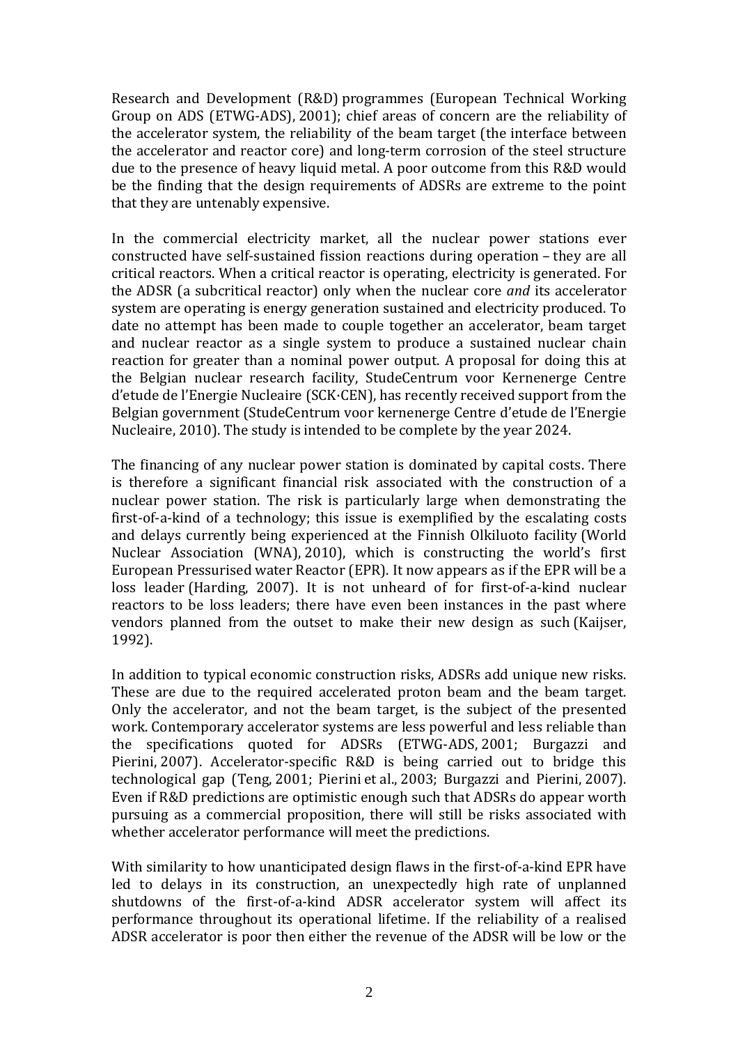Research and Development (R&D) programmes (European Technical Working Group on ADS (ETWG-ADS), 2001); chief areas of concern are the reliability of the accelerator system, the reliability of the beam target (the interface between the accelerator and reactor core) and long-term corrosion of the steel structure due to the presence of heavy liquid metal. A poor outcome from this R&D would be the finding that the design requirements of ADSRs are extreme to the point that they are untenably expensive.

In the commercial electricity market, all the nuclear power stations ever constructed have self-sustained fission reactions during operation – they are all critical reactors. When a critical reactor is operating, electricity is generated. For the ADSR (a subcritical reactor) only when the nuclear core *and* its accelerator system are operating is energy generation sustained and electricity produced. To date no attempt has been made to couple together an accelerator, beam target and nuclear reactor as a single system to produce a sustained nuclear chain reaction for greater than a nominal power output. A proposal for doing this at the Belgian nuclear research facility, StudeCentrum voor Kernenerge Centre d'etude de l'Energie Nucleaire (SCK·CEN), has recently received support from the Belgian government (StudeCentrum voor kernenerge Centre d'etude de l'Energie Nucleaire, 2010). The study is intended to be complete by the year 2024.

The financing of any nuclear power station is dominated by capital costs. There is therefore a significant financial risk associated with the construction of a nuclear power station. The risk is particularly large when demonstrating the first-of-a-kind of a technology; this issue is exemplified by the escalating costs and delays currently being experienced at the Finnish Olkiluoto facility (World Nuclear Association (WNA), 2010), which is constructing the world's first European Pressurised water Reactor (EPR). It now appears as if the EPR will be a loss leader (Harding, 2007). It is not unheard of for first-of-a-kind nuclear reactors to be loss leaders; there have even been instances in the past where vendors planned from the outset to make their new design as such (Kaijser, 1992).

In addition to typical economic construction risks, ADSRs add unique new risks. These are due to the required accelerated proton beam and the beam target. Only the accelerator, and not the beam target, is the subject of the presented work. Contemporary accelerator systems are less powerful and less reliable than the specifications quoted for ADSRs (ETWG-ADS, 2001; Burgazzi and Pierini, 2007). Accelerator-specific R&D is being carried out to bridge this technological gap (Teng, 2001; Pierini et al., 2003; Burgazzi and Pierini, 2007). Even if R&D predictions are optimistic enough such that ADSRs do appear worth pursuing as a commercial proposition, there will still be risks associated with whether accelerator performance will meet the predictions.

With similarity to how unanticipated design flaws in the first-of-a-kind EPR have led to delays in its construction, an unexpectedly high rate of unplanned shutdowns of the first-of-a-kind ADSR accelerator system will affect its performance throughout its operational lifetime. If the reliability of a realised ADSR accelerator is poor then either the revenue of the ADSR will be low or the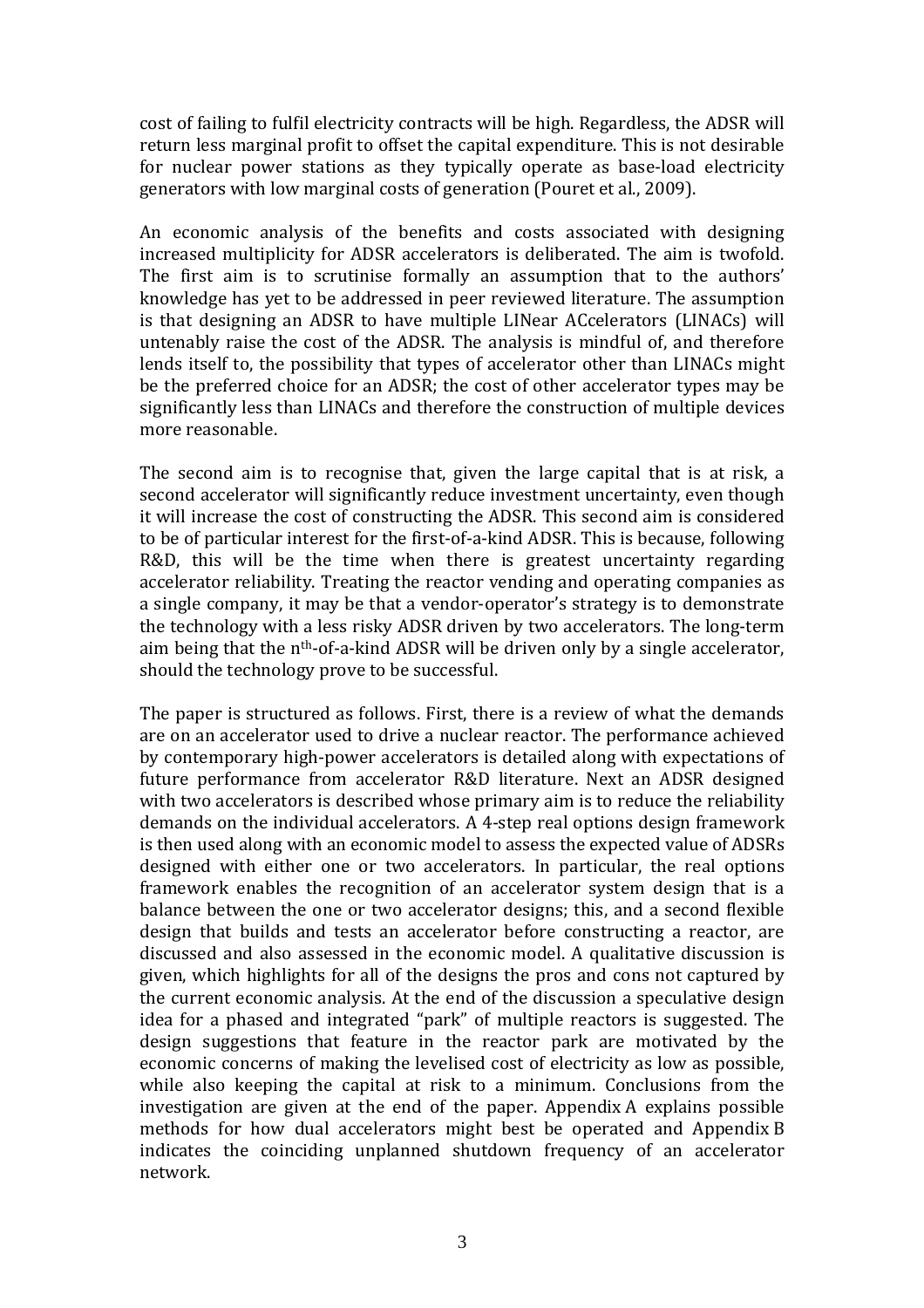cost of failing to fulfil electricity contracts will be high. Regardless, the ADSR will return less marginal profit to offset the capital expenditure. This is not desirable for nuclear power stations as they typically operate as base-load electricity generators with low marginal costs of generation (Pouret et al., 2009).

An economic analysis of the benefits and costs associated with designing increased multiplicity for ADSR accelerators is deliberated. The aim is twofold. The first aim is to scrutinise formally an assumption that to the authors' knowledge has yet to be addressed in peer reviewed literature. The assumption is that designing an ADSR to have multiple LINear ACcelerators (LINACs) will untenably raise the cost of the ADSR. The analysis is mindful of, and therefore lends itself to, the possibility that types of accelerator other than LINACs might be the preferred choice for an ADSR; the cost of other accelerator types may be significantly less than LINACs and therefore the construction of multiple devices more reasonable.

The second aim is to recognise that, given the large capital that is at risk, a second accelerator will significantly reduce investment uncertainty, even though it will increase the cost of constructing the ADSR. This second aim is considered to be of particular interest for the first-of-a-kind ADSR. This is because, following R&D, this will be the time when there is greatest uncertainty regarding accelerator reliability. Treating the reactor vending and operating companies as a single company, it may be that a vendor-operator's strategy is to demonstrate the technology with a less risky ADSR driven by two accelerators. The long-term aim being that the n$^{th}$-of-a-kind ADSR will be driven only by a single accelerator, should the technology prove to be successful.

The paper is structured as follows. First, there is a review of what the demands are on an accelerator used to drive a nuclear reactor. The performance achieved by contemporary high-power accelerators is detailed along with expectations of future performance from accelerator R&D literature. Next an ADSR designed with two accelerators is described whose primary aim is to reduce the reliability demands on the individual accelerators. A 4-step real options design framework is then used along with an economic model to assess the expected value of ADSRs designed with either one or two accelerators. In particular, the real options framework enables the recognition of an accelerator system design that is a balance between the one or two accelerator designs; this, and a second flexible design that builds and tests an accelerator before constructing a reactor, are discussed and also assessed in the economic model. A qualitative discussion is given, which highlights for all of the designs the pros and cons not captured by the current economic analysis. At the end of the discussion a speculative design idea for a phased and integrated "park" of multiple reactors is suggested. The design suggestions that feature in the reactor park are motivated by the economic concerns of making the levelised cost of electricity as low as possible, while also keeping the capital at risk to a minimum. Conclusions from the investigation are given at the end of the paper. Appendix A explains possible methods for how dual accelerators might best be operated and Appendix B indicates the coinciding unplanned shutdown frequency of an accelerator network.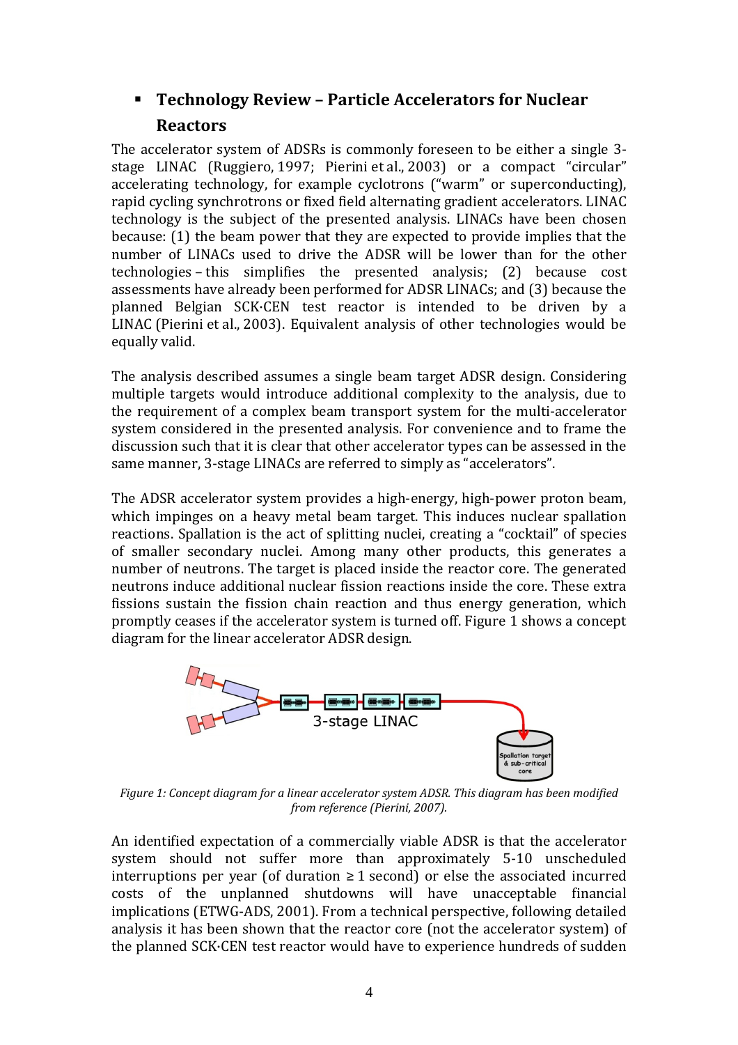- **Technology Review – Particle Accelerators for Nuclear Reactors**

The accelerator system of ADSRs is commonly foreseen to be either a single 3-stage LINAC (Ruggiero, 1997; Pierini et al., 2003) or a compact "circular" accelerating technology, for example cyclotrons ("warm" or superconducting), rapid cycling synchrotrons or fixed field alternating gradient accelerators. LINAC technology is the subject of the presented analysis. LINACs have been chosen because: (1) the beam power that they are expected to provide implies that the number of LINACs used to drive the ADSR will be lower than for the other technologies – this simplifies the presented analysis; (2) because cost assessments have already been performed for ADSR LINACs; and (3) because the planned Belgian SCK·CEN test reactor is intended to be driven by a LINAC (Pierini et al., 2003). Equivalent analysis of other technologies would be equally valid.

The analysis described assumes a single beam target ADSR design. Considering multiple targets would introduce additional complexity to the analysis, due to the requirement of a complex beam transport system for the multi-accelerator system considered in the presented analysis. For convenience and to frame the discussion such that it is clear that other accelerator types can be assessed in the same manner, 3-stage LINACs are referred to simply as "accelerators".

The ADSR accelerator system provides a high-energy, high-power proton beam, which impinges on a heavy metal beam target. This induces nuclear spallation reactions. Spallation is the act of splitting nuclei, creating a "cocktail" of species of smaller secondary nuclei. Among many other products, this generates a number of neutrons. The target is placed inside the reactor core. The generated neutrons induce additional nuclear fission reactions inside the core. These extra fissions sustain the fission chain reaction and thus energy generation, which promptly ceases if the accelerator system is turned off. Figure 1 shows a concept diagram for the linear accelerator ADSR design.

*Figure 1: Concept diagram for a linear accelerator system ADSR. This diagram has been modified from reference (Pierini, 2007).*

An identified expectation of a commercially viable ADSR is that the accelerator system should not suffer more than approximately 5-10 unscheduled interruptions per year (of duration ≥ 1 second) or else the associated incurred costs of the unplanned shutdowns will have unacceptable financial implications (ETWG-ADS, 2001). From a technical perspective, following detailed analysis it has been shown that the reactor core (not the accelerator system) of the planned SCK·CEN test reactor would have to experience hundreds of sudden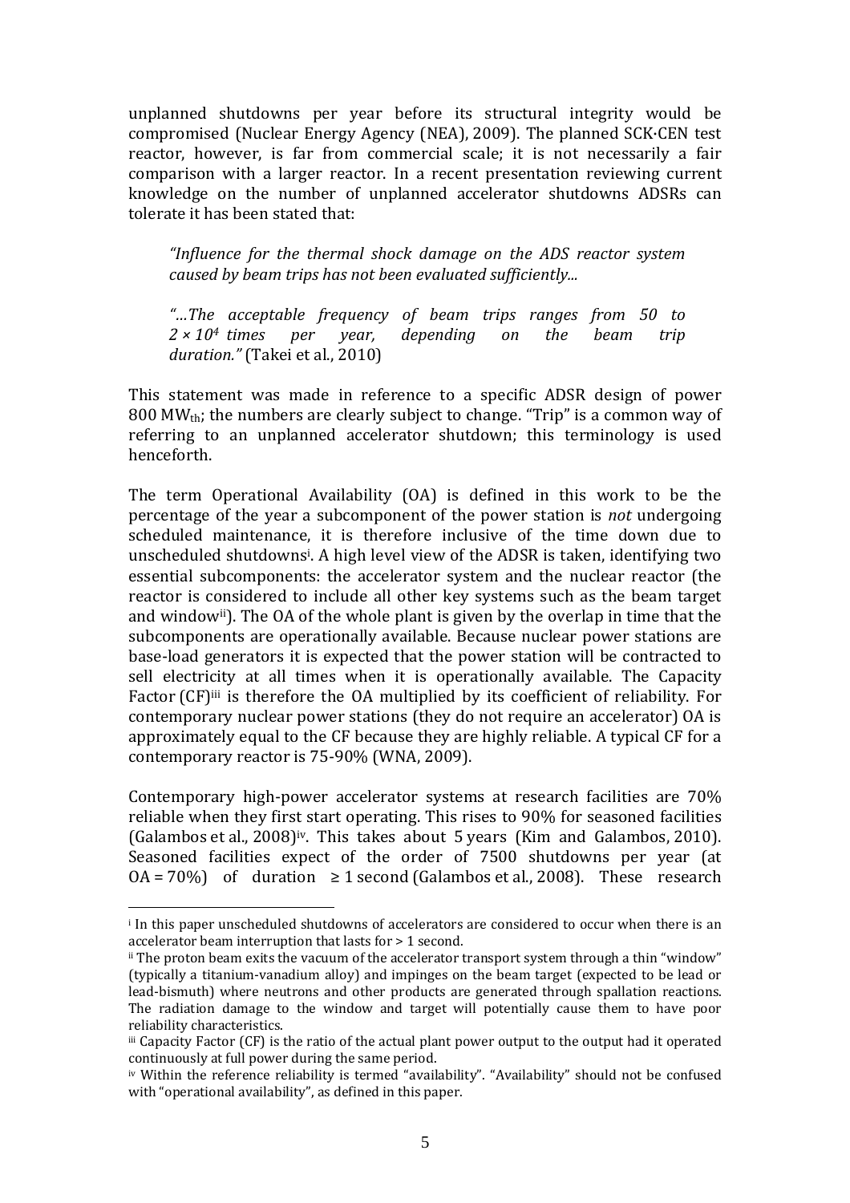unplanned shutdowns per year before its structural integrity would be compromised (Nuclear Energy Agency (NEA), 2009). The planned SCK·CEN test reactor, however, is far from commercial scale; it is not necessarily a fair comparison with a larger reactor. In a recent presentation reviewing current knowledge on the number of unplanned accelerator shutdowns ADSRs can tolerate it has been stated that:

> *"Influence for the thermal shock damage on the ADS reactor system caused by beam trips has not been evaluated sufficiently...*
>
> *"…The acceptable frequency of beam trips ranges from 50 to $2 \times 10^4$ times per year, depending on the beam trip duration."* (Takei et al., 2010)

This statement was made in reference to a specific ADSR design of power 800 $MW_{th}$; the numbers are clearly subject to change. "Trip" is a common way of referring to an unplanned accelerator shutdown; this terminology is used henceforth.

The term Operational Availability (OA) is defined in this work to be the percentage of the year a subcomponent of the power station is *not* undergoing scheduled maintenance, it is therefore inclusive of the time down due to unscheduled shutdowns[i]. A high level view of the ADSR is taken, identifying two essential subcomponents: the accelerator system and the nuclear reactor (the reactor is considered to include all other key systems such as the beam target and window[ii]). The OA of the whole plant is given by the overlap in time that the subcomponents are operationally available. Because nuclear power stations are base-load generators it is expected that the power station will be contracted to sell electricity at all times when it is operationally available. The Capacity Factor (CF)[iii] is therefore the OA multiplied by its coefficient of reliability. For contemporary nuclear power stations (they do not require an accelerator) OA is approximately equal to the CF because they are highly reliable. A typical CF for a contemporary reactor is 75-90% (WNA, 2009).

Contemporary high-power accelerator systems at research facilities are 70% reliable when they first start operating. This rises to 90% for seasoned facilities (Galambos et al., 2008)[iv]. This takes about 5 years (Kim and Galambos, 2010). Seasoned facilities expect of the order of 7500 shutdowns per year (at OA = 70%) of duration ≥ 1 second (Galambos et al., 2008). These research

---

[i] In this paper unscheduled shutdowns of accelerators are considered to occur when there is an accelerator beam interruption that lasts for > 1 second.

[ii] The proton beam exits the vacuum of the accelerator transport system through a thin "window" (typically a titanium-vanadium alloy) and impinges on the beam target (expected to be lead or lead-bismuth) where neutrons and other products are generated through spallation reactions. The radiation damage to the window and target will potentially cause them to have poor reliability characteristics.

[iii] Capacity Factor (CF) is the ratio of the actual plant power output to the output had it operated continuously at full power during the same period.

[iv] Within the reference reliability is termed "availability". "Availability" should not be confused with "operational availability", as defined in this paper.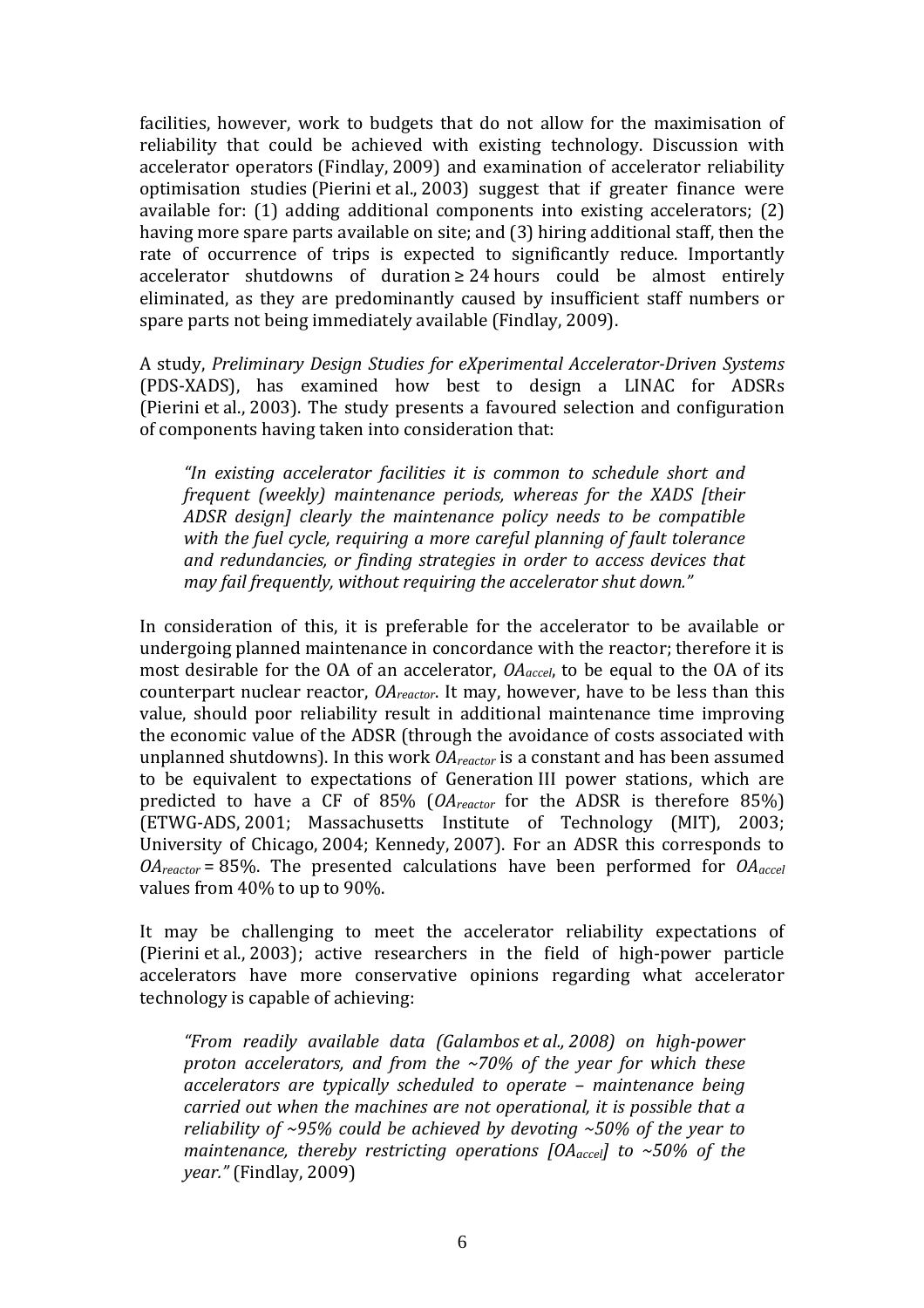facilities, however, work to budgets that do not allow for the maximisation of reliability that could be achieved with existing technology. Discussion with accelerator operators (Findlay, 2009) and examination of accelerator reliability optimisation studies (Pierini et al., 2003) suggest that if greater finance were available for: (1) adding additional components into existing accelerators; (2) having more spare parts available on site; and (3) hiring additional staff, then the rate of occurrence of trips is expected to significantly reduce. Importantly accelerator shutdowns of duration ≥ 24 hours could be almost entirely eliminated, as they are predominantly caused by insufficient staff numbers or spare parts not being immediately available (Findlay, 2009).

A study, *Preliminary Design Studies for eXperimental Accelerator-Driven Systems* (PDS-XADS), has examined how best to design a LINAC for ADSRs (Pierini et al., 2003). The study presents a favoured selection and configuration of components having taken into consideration that:

> *"In existing accelerator facilities it is common to schedule short and frequent (weekly) maintenance periods, whereas for the XADS [their ADSR design] clearly the maintenance policy needs to be compatible with the fuel cycle, requiring a more careful planning of fault tolerance and redundancies, or finding strategies in order to access devices that may fail frequently, without requiring the accelerator shut down."*

In consideration of this, it is preferable for the accelerator to be available or undergoing planned maintenance in concordance with the reactor; therefore it is most desirable for the OA of an accelerator, $OA_{accel}$, to be equal to the OA of its counterpart nuclear reactor, $OA_{reactor}$. It may, however, have to be less than this value, should poor reliability result in additional maintenance time improving the economic value of the ADSR (through the avoidance of costs associated with unplanned shutdowns). In this work $OA_{reactor}$ is a constant and has been assumed to be equivalent to expectations of Generation III power stations, which are predicted to have a CF of 85% ($OA_{reactor}$ for the ADSR is therefore 85%) (ETWG-ADS, 2001; Massachusetts Institute of Technology (MIT), 2003; University of Chicago, 2004; Kennedy, 2007). For an ADSR this corresponds to $OA_{reactor}$ = 85%. The presented calculations have been performed for $OA_{accel}$ values from 40% to up to 90%.

It may be challenging to meet the accelerator reliability expectations of (Pierini et al., 2003); active researchers in the field of high-power particle accelerators have more conservative opinions regarding what accelerator technology is capable of achieving:

> *"From readily available data (Galambos et al., 2008) on high-power proton accelerators, and from the ~70% of the year for which these accelerators are typically scheduled to operate – maintenance being carried out when the machines are not operational, it is possible that a reliability of ~95% could be achieved by devoting ~50% of the year to maintenance, thereby restricting operations [$OA_{accel}$] to ~50% of the year."* (Findlay, 2009)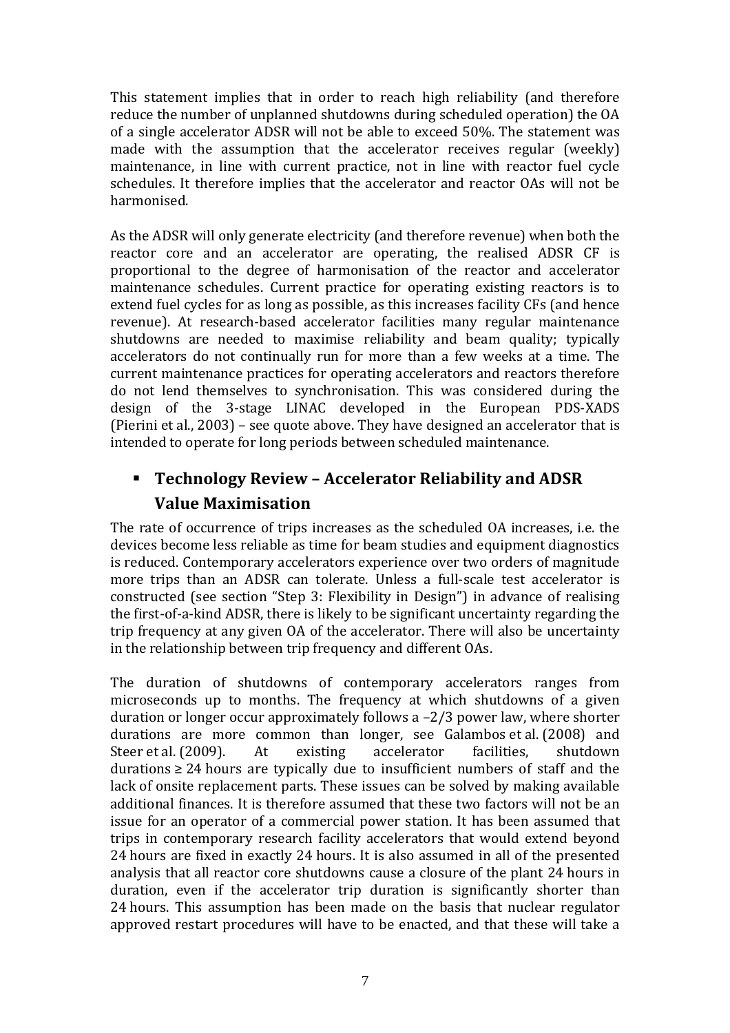This statement implies that in order to reach high reliability (and therefore reduce the number of unplanned shutdowns during scheduled operation) the OA of a single accelerator ADSR will not be able to exceed 50%. The statement was made with the assumption that the accelerator receives regular (weekly) maintenance, in line with current practice, not in line with reactor fuel cycle schedules. It therefore implies that the accelerator and reactor OAs will not be harmonised.

As the ADSR will only generate electricity (and therefore revenue) when both the reactor core and an accelerator are operating, the realised ADSR CF is proportional to the degree of harmonisation of the reactor and accelerator maintenance schedules. Current practice for operating existing reactors is to extend fuel cycles for as long as possible, as this increases facility CFs (and hence revenue). At research-based accelerator facilities many regular maintenance shutdowns are needed to maximise reliability and beam quality; typically accelerators do not continually run for more than a few weeks at a time. The current maintenance practices for operating accelerators and reactors therefore do not lend themselves to synchronisation. This was considered during the design of the 3-stage LINAC developed in the European PDS-XADS (Pierini et al., 2003) – see quote above. They have designed an accelerator that is intended to operate for long periods between scheduled maintenance.

- **Technology Review – Accelerator Reliability and ADSR Value Maximisation**

The rate of occurrence of trips increases as the scheduled OA increases, i.e. the devices become less reliable as time for beam studies and equipment diagnostics is reduced. Contemporary accelerators experience over two orders of magnitude more trips than an ADSR can tolerate. Unless a full-scale test accelerator is constructed (see section "Step 3: Flexibility in Design") in advance of realising the first-of-a-kind ADSR, there is likely to be significant uncertainty regarding the trip frequency at any given OA of the accelerator. There will also be uncertainty in the relationship between trip frequency and different OAs.

The duration of shutdowns of contemporary accelerators ranges from microseconds up to months. The frequency at which shutdowns of a given duration or longer occur approximately follows a –2/3 power law, where shorter durations are more common than longer, see Galambos et al. (2008) and Steer et al. (2009). At existing accelerator facilities, shutdown durations ≥ 24 hours are typically due to insufficient numbers of staff and the lack of onsite replacement parts. These issues can be solved by making available additional finances. It is therefore assumed that these two factors will not be an issue for an operator of a commercial power station. It has been assumed that trips in contemporary research facility accelerators that would extend beyond 24 hours are fixed in exactly 24 hours. It is also assumed in all of the presented analysis that all reactor core shutdowns cause a closure of the plant 24 hours in duration, even if the accelerator trip duration is significantly shorter than 24 hours. This assumption has been made on the basis that nuclear regulator approved restart procedures will have to be enacted, and that these will take a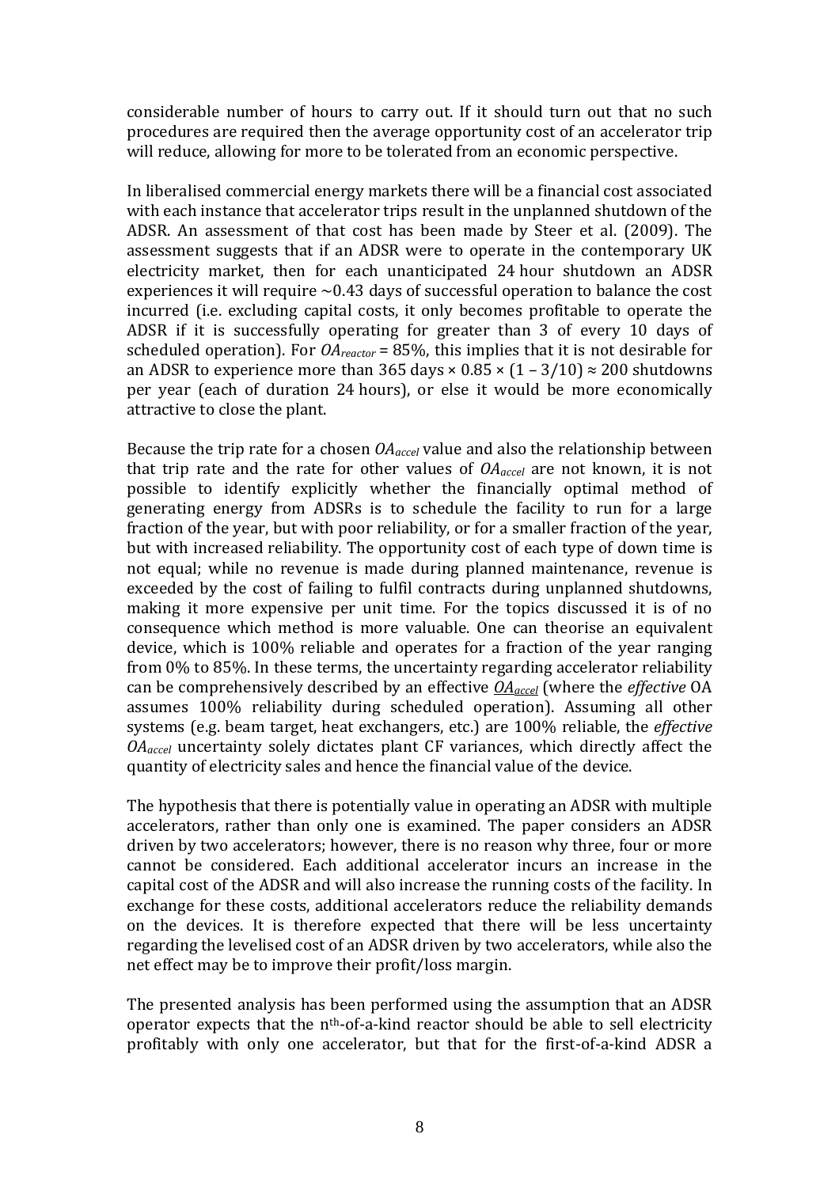considerable number of hours to carry out. If it should turn out that no such procedures are required then the average opportunity cost of an accelerator trip will reduce, allowing for more to be tolerated from an economic perspective.

In liberalised commercial energy markets there will be a financial cost associated with each instance that accelerator trips result in the unplanned shutdown of the ADSR. An assessment of that cost has been made by Steer et al. (2009). The assessment suggests that if an ADSR were to operate in the contemporary UK electricity market, then for each unanticipated 24 hour shutdown an ADSR experiences it will require ~0.43 days of successful operation to balance the cost incurred (i.e. excluding capital costs, it only becomes profitable to operate the ADSR if it is successfully operating for greater than 3 of every 10 days of scheduled operation). For $OA_{reactor}$ = 85%, this implies that it is not desirable for an ADSR to experience more than 365 days × 0.85 × (1 – 3/10) ≈ 200 shutdowns per year (each of duration 24 hours), or else it would be more economically attractive to close the plant.

Because the trip rate for a chosen $OA_{accel}$ value and also the relationship between that trip rate and the rate for other values of $OA_{accel}$ are not known, it is not possible to identify explicitly whether the financially optimal method of generating energy from ADSRs is to schedule the facility to run for a large fraction of the year, but with poor reliability, or for a smaller fraction of the year, but with increased reliability. The opportunity cost of each type of down time is not equal; while no revenue is made during planned maintenance, revenue is exceeded by the cost of failing to fulfil contracts during unplanned shutdowns, making it more expensive per unit time. For the topics discussed it is of no consequence which method is more valuable. One can theorise an equivalent device, which is 100% reliable and operates for a fraction of the year ranging from 0% to 85%. In these terms, the uncertainty regarding accelerator reliability can be comprehensively described by an effective $\underline{OA_{accel}}$ (where the *effective* OA assumes 100% reliability during scheduled operation). Assuming all other systems (e.g. beam target, heat exchangers, etc.) are 100% reliable, the *effective* $OA_{accel}$ uncertainty solely dictates plant CF variances, which directly affect the quantity of electricity sales and hence the financial value of the device.

The hypothesis that there is potentially value in operating an ADSR with multiple accelerators, rather than only one is examined. The paper considers an ADSR driven by two accelerators; however, there is no reason why three, four or more cannot be considered. Each additional accelerator incurs an increase in the capital cost of the ADSR and will also increase the running costs of the facility. In exchange for these costs, additional accelerators reduce the reliability demands on the devices. It is therefore expected that there will be less uncertainty regarding the levelised cost of an ADSR driven by two accelerators, while also the net effect may be to improve their profit/loss margin.

The presented analysis has been performed using the assumption that an ADSR operator expects that the $n^{th}$-of-a-kind reactor should be able to sell electricity profitably with only one accelerator, but that for the first-of-a-kind ADSR a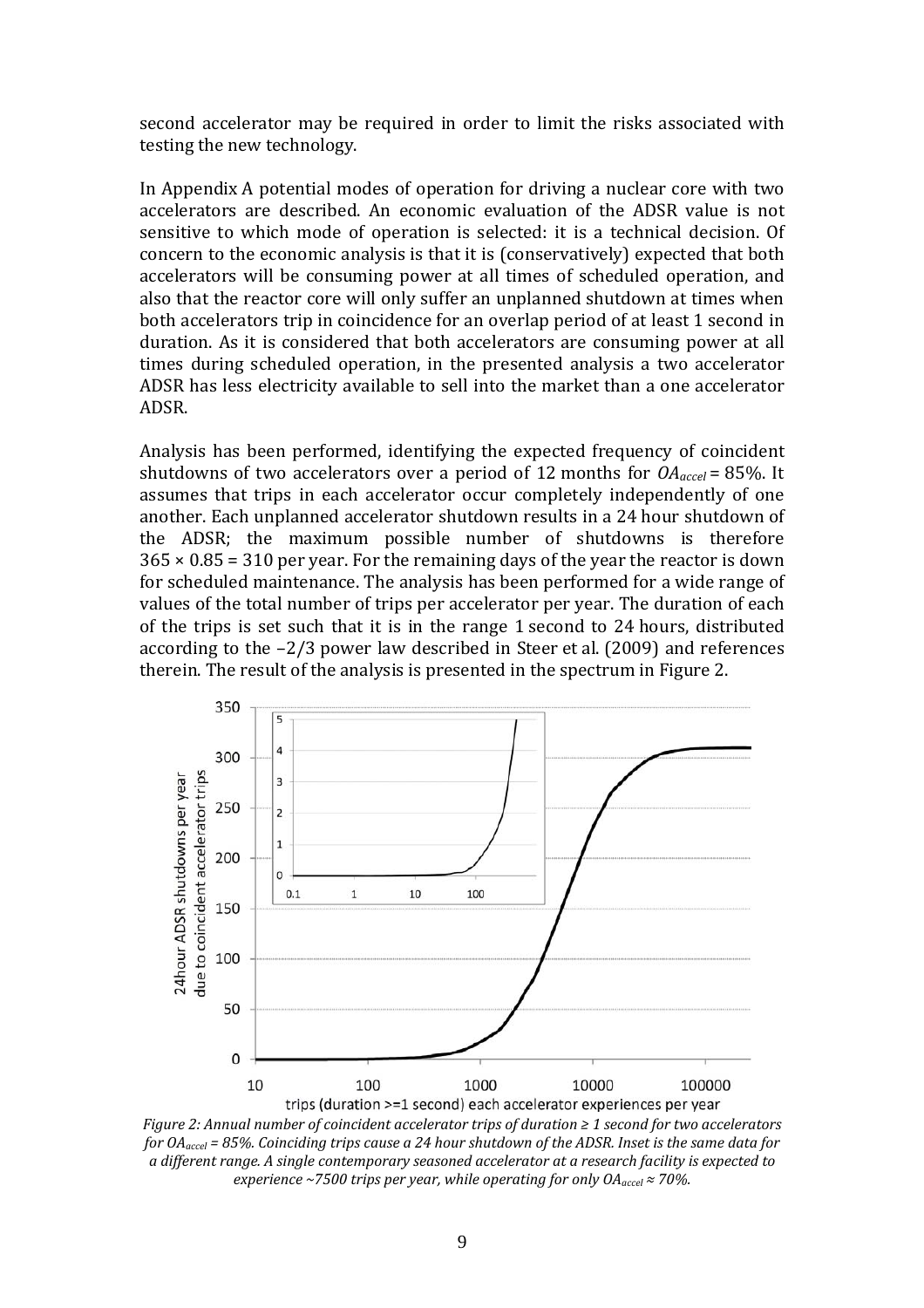second accelerator may be required in order to limit the risks associated with testing the new technology.

In Appendix A potential modes of operation for driving a nuclear core with two accelerators are described. An economic evaluation of the ADSR value is not sensitive to which mode of operation is selected: it is a technical decision. Of concern to the economic analysis is that it is (conservatively) expected that both accelerators will be consuming power at all times of scheduled operation, and also that the reactor core will only suffer an unplanned shutdown at times when both accelerators trip in coincidence for an overlap period of at least 1 second in duration. As it is considered that both accelerators are consuming power at all times during scheduled operation, in the presented analysis a two accelerator ADSR has less electricity available to sell into the market than a one accelerator ADSR.

Analysis has been performed, identifying the expected frequency of coincident shutdowns of two accelerators over a period of 12 months for $OA_{accel}$ = 85%. It assumes that trips in each accelerator occur completely independently of one another. Each unplanned accelerator shutdown results in a 24 hour shutdown of the ADSR; the maximum possible number of shutdowns is therefore 365 × 0.85 = 310 per year. For the remaining days of the year the reactor is down for scheduled maintenance. The analysis has been performed for a wide range of values of the total number of trips per accelerator per year. The duration of each of the trips is set such that it is in the range 1 second to 24 hours, distributed according to the −2/3 power law described in Steer et al. (2009) and references therein. The result of the analysis is presented in the spectrum in Figure 2.

*Figure 2: Annual number of coincident accelerator trips of duration ≥ 1 second for two accelerators for $OA_{accel}$ = 85%. Coinciding trips cause a 24 hour shutdown of the ADSR. Inset is the same data for a different range. A single contemporary seasoned accelerator at a research facility is expected to experience ~7500 trips per year, while operating for only $OA_{accel}$ ≈ 70%.*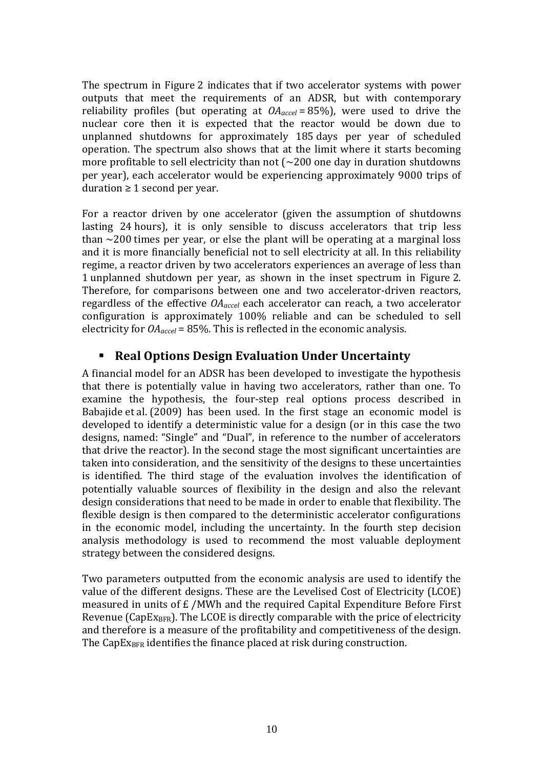The spectrum in Figure 2 indicates that if two accelerator systems with power outputs that meet the requirements of an ADSR, but with contemporary reliability profiles (but operating at $OA_{accel} = 85\%$), were used to drive the nuclear core then it is expected that the reactor would be down due to unplanned shutdowns for approximately 185 days per year of scheduled operation. The spectrum also shows that at the limit where it starts becoming more profitable to sell electricity than not (~200 one day in duration shutdowns per year), each accelerator would be experiencing approximately 9000 trips of duration ≥ 1 second per year.

For a reactor driven by one accelerator (given the assumption of shutdowns lasting 24 hours), it is only sensible to discuss accelerators that trip less than ~200 times per year, or else the plant will be operating at a marginal loss and it is more financially beneficial not to sell electricity at all. In this reliability regime, a reactor driven by two accelerators experiences an average of less than 1 unplanned shutdown per year, as shown in the inset spectrum in Figure 2. Therefore, for comparisons between one and two accelerator-driven reactors, regardless of the effective $OA_{accel}$ each accelerator can reach, a two accelerator configuration is approximately 100% reliable and can be scheduled to sell electricity for $OA_{accel} = 85\%$. This is reflected in the economic analysis.

## Real Options Design Evaluation Under Uncertainty

A financial model for an ADSR has been developed to investigate the hypothesis that there is potentially value in having two accelerators, rather than one. To examine the hypothesis, the four-step real options process described in Babajide et al. (2009) has been used. In the first stage an economic model is developed to identify a deterministic value for a design (or in this case the two designs, named: "Single" and "Dual", in reference to the number of accelerators that drive the reactor). In the second stage the most significant uncertainties are taken into consideration, and the sensitivity of the designs to these uncertainties is identified. The third stage of the evaluation involves the identification of potentially valuable sources of flexibility in the design and also the relevant design considerations that need to be made in order to enable that flexibility. The flexible design is then compared to the deterministic accelerator configurations in the economic model, including the uncertainty. In the fourth step decision analysis methodology is used to recommend the most valuable deployment strategy between the considered designs.

Two parameters outputted from the economic analysis are used to identify the value of the different designs. These are the Levelised Cost of Electricity (LCOE) measured in units of £ /MWh and the required Capital Expenditure Before First Revenue ($CapEx_{BFR}$). The LCOE is directly comparable with the price of electricity and therefore is a measure of the profitability and competitiveness of the design. The $CapEx_{BFR}$ identifies the finance placed at risk during construction.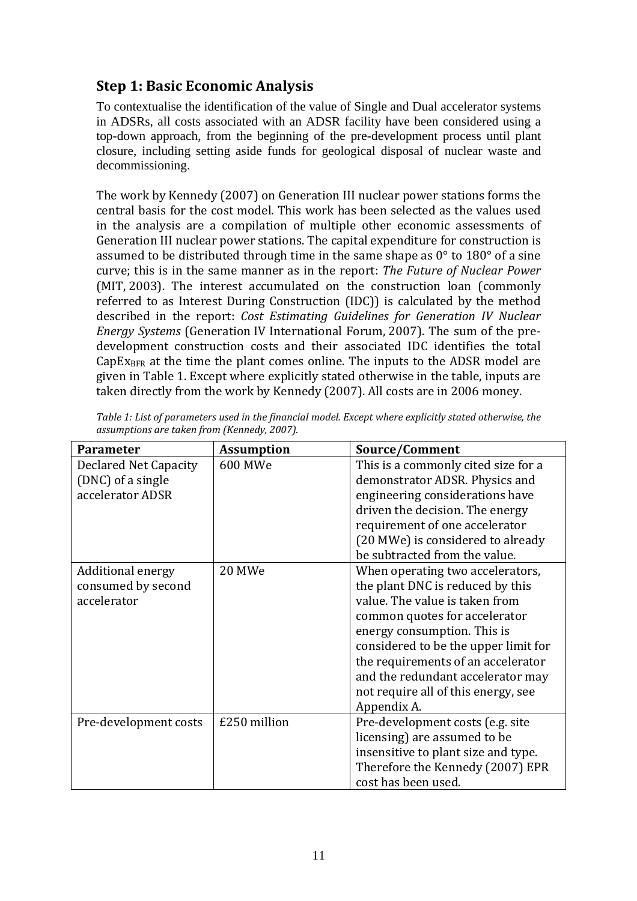## Step 1: Basic Economic Analysis

To contextualise the identification of the value of Single and Dual accelerator systems in ADSRs, all costs associated with an ADSR facility have been considered using a top-down approach, from the beginning of the pre-development process until plant closure, including setting aside funds for geological disposal of nuclear waste and decommissioning.

The work by Kennedy (2007) on Generation III nuclear power stations forms the central basis for the cost model. This work has been selected as the values used in the analysis are a compilation of multiple other economic assessments of Generation III nuclear power stations. The capital expenditure for construction is assumed to be distributed through time in the same shape as 0° to 180° of a sine curve; this is in the same manner as in the report: *The Future of Nuclear Power* (MIT, 2003). The interest accumulated on the construction loan (commonly referred to as Interest During Construction (IDC)) is calculated by the method described in the report: *Cost Estimating Guidelines for Generation IV Nuclear Energy Systems* (Generation IV International Forum, 2007). The sum of the pre-development construction costs and their associated IDC identifies the total $CapEx_{BFR}$ at the time the plant comes online. The inputs to the ADSR model are given in Table 1. Except where explicitly stated otherwise in the table, inputs are taken directly from the work by Kennedy (2007). All costs are in 2006 money.

*Table 1: List of parameters used in the financial model. Except where explicitly stated otherwise, the assumptions are taken from (Kennedy, 2007).*

| Parameter | Assumption | Source/Comment |
| --- | --- | --- |
| Declared Net Capacity (DNC) of a single accelerator ADSR | 600 MWe | This is a commonly cited size for a demonstrator ADSR. Physics and engineering considerations have driven the decision. The energy requirement of one accelerator (20 MWe) is considered to already be subtracted from the value. |
| Additional energy consumed by second accelerator | 20 MWe | When operating two accelerators, the plant DNC is reduced by this value. The value is taken from common quotes for accelerator energy consumption. This is considered to be the upper limit for the requirements of an accelerator and the redundant accelerator may not require all of this energy, see Appendix A. |
| Pre-development costs | £250 million | Pre-development costs (e.g. site licensing) are assumed to be insensitive to plant size and type. Therefore the Kennedy (2007) EPR cost has been used. |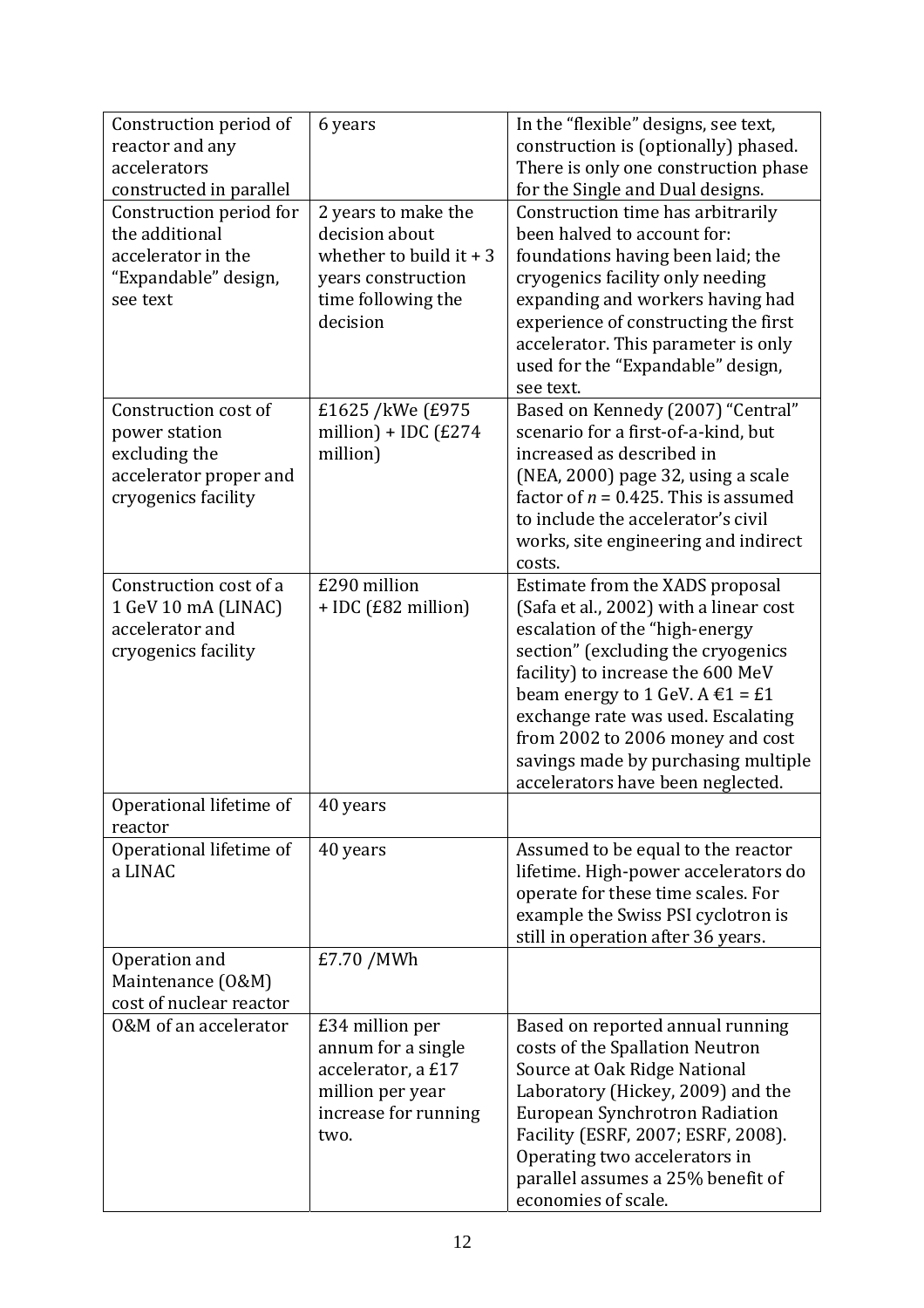| | | |
|---|---|---|
| Construction period of reactor and any accelerators constructed in parallel | 6 years | In the "flexible" designs, see text, construction is (optionally) phased. There is only one construction phase for the Single and Dual designs. |
| Construction period for the additional accelerator in the "Expandable" design, see text | 2 years to make the decision about whether to build it + 3 years construction time following the decision | Construction time has arbitrarily been halved to account for: foundations having been laid; the cryogenics facility only needing expanding and workers having had experience of constructing the first accelerator. This parameter is only used for the "Expandable" design, see text. |
| Construction cost of power station excluding the accelerator proper and cryogenics facility | £1625 /kWe (£975 million) + IDC (£274 million) | Based on Kennedy (2007) "Central" scenario for a first-of-a-kind, but increased as described in (NEA, 2000) page 32, using a scale factor of $n = 0.425$. This is assumed to include the accelerator's civil works, site engineering and indirect costs. |
| Construction cost of a 1 GeV 10 mA (LINAC) accelerator and cryogenics facility | £290 million + IDC (£82 million) | Estimate from the XADS proposal (Safa et al., 2002) with a linear cost escalation of the "high-energy section" (excluding the cryogenics facility) to increase the 600 MeV beam energy to 1 GeV. A €1 = £1 exchange rate was used. Escalating from 2002 to 2006 money and cost savings made by purchasing multiple accelerators have been neglected. |
| Operational lifetime of reactor | 40 years | |
| Operational lifetime of a LINAC | 40 years | Assumed to be equal to the reactor lifetime. High-power accelerators do operate for these time scales. For example the Swiss PSI cyclotron is still in operation after 36 years. |
| Operation and Maintenance (O&M) cost of nuclear reactor | £7.70 /MWh | |
| O&M of an accelerator | £34 million per annum for a single accelerator, a £17 million per year increase for running two. | Based on reported annual running costs of the Spallation Neutron Source at Oak Ridge National Laboratory (Hickey, 2009) and the European Synchrotron Radiation Facility (ESRF, 2007; ESRF, 2008). Operating two accelerators in parallel assumes a 25% benefit of economies of scale. |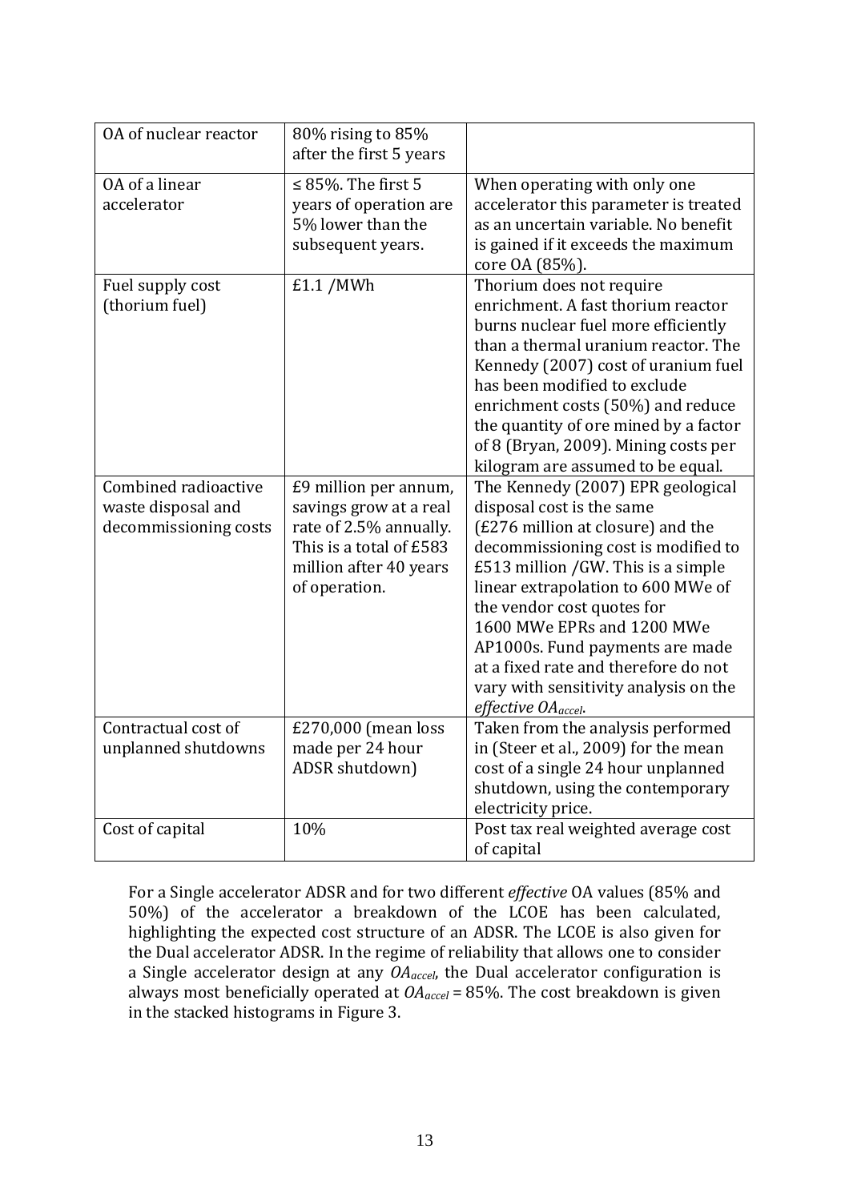| | | |
|---|---|---|
| OA of nuclear reactor | 80% rising to 85% after the first 5 years | |
| OA of a linear accelerator | ≤ 85%. The first 5 years of operation are 5% lower than the subsequent years. | When operating with only one accelerator this parameter is treated as an uncertain variable. No benefit is gained if it exceeds the maximum core OA (85%). |
| Fuel supply cost (thorium fuel) | £1.1 /MWh | Thorium does not require enrichment. A fast thorium reactor burns nuclear fuel more efficiently than a thermal uranium reactor. The Kennedy (2007) cost of uranium fuel has been modified to exclude enrichment costs (50%) and reduce the quantity of ore mined by a factor of 8 (Bryan, 2009). Mining costs per kilogram are assumed to be equal. |
| Combined radioactive waste disposal and decommissioning costs | £9 million per annum, savings grow at a real rate of 2.5% annually. This is a total of £583 million after 40 years of operation. | The Kennedy (2007) EPR geological disposal cost is the same (£276 million at closure) and the decommissioning cost is modified to £513 million /GW. This is a simple linear extrapolation to 600 MWe of the vendor cost quotes for 1600 MWe EPRs and 1200 MWe AP1000s. Fund payments are made at a fixed rate and therefore do not vary with sensitivity analysis on the *effective* $OA_{accel}$. |
| Contractual cost of unplanned shutdowns | £270,000 (mean loss made per 24 hour ADSR shutdown) | Taken from the analysis performed in (Steer et al., 2009) for the mean cost of a single 24 hour unplanned shutdown, using the contemporary electricity price. |
| Cost of capital | 10% | Post tax real weighted average cost of capital |

For a Single accelerator ADSR and for two different *effective* OA values (85% and 50%) of the accelerator a breakdown of the LCOE has been calculated, highlighting the expected cost structure of an ADSR. The LCOE is also given for the Dual accelerator ADSR. In the regime of reliability that allows one to consider a Single accelerator design at any $OA_{accel}$, the Dual accelerator configuration is always most beneficially operated at $OA_{accel}$ = 85%. The cost breakdown is given in the stacked histograms in Figure 3.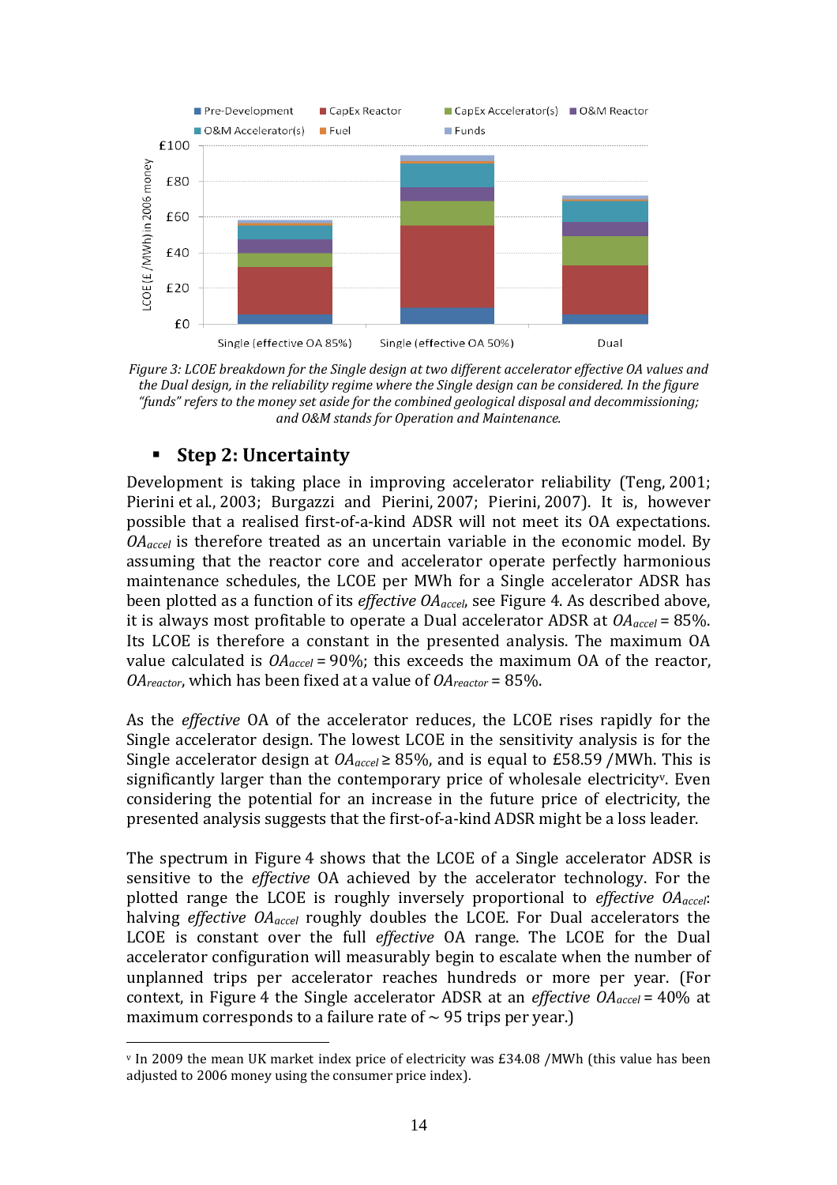Figure 3: LCOE breakdown for the Single design at two different accelerator effective OA values and the Dual design, in the reliability regime where the Single design can be considered. In the figure "funds" refers to the money set aside for the combined geological disposal and decommissioning; and O&M stands for Operation and Maintenance.

- **Step 2: Uncertainty**

Development is taking place in improving accelerator reliability (Teng, 2001; Pierini et al., 2003; Burgazzi and Pierini, 2007; Pierini, 2007). It is, however possible that a realised first-of-a-kind ADSR will not meet its OA expectations. $OA_{accel}$ is therefore treated as an uncertain variable in the economic model. By assuming that the reactor core and accelerator operate perfectly harmonious maintenance schedules, the LCOE per MWh for a Single accelerator ADSR has been plotted as a function of its *effective* $OA_{accel}$, see Figure 4. As described above, it is always most profitable to operate a Dual accelerator ADSR at $OA_{accel} = 85\%$. Its LCOE is therefore a constant in the presented analysis. The maximum OA value calculated is $OA_{accel} = 90\%$; this exceeds the maximum OA of the reactor, $OA_{reactor}$, which has been fixed at a value of $OA_{reactor} = 85\%$.

As the *effective* OA of the accelerator reduces, the LCOE rises rapidly for the Single accelerator design. The lowest LCOE in the sensitivity analysis is for the Single accelerator design at $OA_{accel} \geq 85\%$, and is equal to £58.59 /MWh. This is significantly larger than the contemporary price of wholesale electricity[v]. Even considering the potential for an increase in the future price of electricity, the presented analysis suggests that the first-of-a-kind ADSR might be a loss leader.

The spectrum in Figure 4 shows that the LCOE of a Single accelerator ADSR is sensitive to the *effective* OA achieved by the accelerator technology. For the plotted range the LCOE is roughly inversely proportional to *effective* $OA_{accel}$: halving *effective* $OA_{accel}$ roughly doubles the LCOE. For Dual accelerators the LCOE is constant over the full *effective* OA range. The LCOE for the Dual accelerator configuration will measurably begin to escalate when the number of unplanned trips per accelerator reaches hundreds or more per year. (For context, in Figure 4 the Single accelerator ADSR at an *effective* $OA_{accel} = 40\%$ at maximum corresponds to a failure rate of ~ 95 trips per year.)

---

[v] In 2009 the mean UK market index price of electricity was £34.08 /MWh (this value has been adjusted to 2006 money using the consumer price index).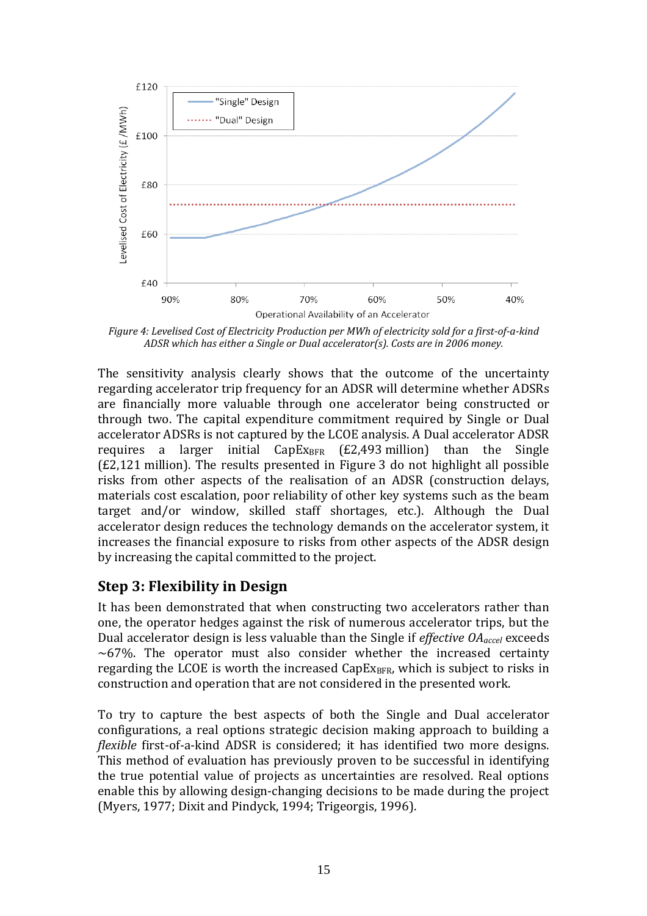*Figure 4: Levelised Cost of Electricity Production per MWh of electricity sold for a first-of-a-kind ADSR which has either a Single or Dual accelerator(s). Costs are in 2006 money.*

The sensitivity analysis clearly shows that the outcome of the uncertainty regarding accelerator trip frequency for an ADSR will determine whether ADSRs are financially more valuable through one accelerator being constructed or through two. The capital expenditure commitment required by Single or Dual accelerator ADSRs is not captured by the LCOE analysis. A Dual accelerator ADSR requires a larger initial $CapEx_{BFR}$ (£2,493 million) than the Single (£2,121 million). The results presented in Figure 3 do not highlight all possible risks from other aspects of the realisation of an ADSR (construction delays, materials cost escalation, poor reliability of other key systems such as the beam target and/or window, skilled staff shortages, etc.). Although the Dual accelerator design reduces the technology demands on the accelerator system, it increases the financial exposure to risks from other aspects of the ADSR design by increasing the capital committed to the project.

## Step 3: Flexibility in Design

It has been demonstrated that when constructing two accelerators rather than one, the operator hedges against the risk of numerous accelerator trips, but the Dual accelerator design is less valuable than the Single if *effective* $OA_{accel}$ exceeds ~67%. The operator must also consider whether the increased certainty regarding the LCOE is worth the increased $CapEx_{BFR}$, which is subject to risks in construction and operation that are not considered in the presented work.

To try to capture the best aspects of both the Single and Dual accelerator configurations, a real options strategic decision making approach to building a *flexible* first-of-a-kind ADSR is considered; it has identified two more designs. This method of evaluation has previously proven to be successful in identifying the true potential value of projects as uncertainties are resolved. Real options enable this by allowing design-changing decisions to be made during the project (Myers, 1977; Dixit and Pindyck, 1994; Trigeorgis, 1996).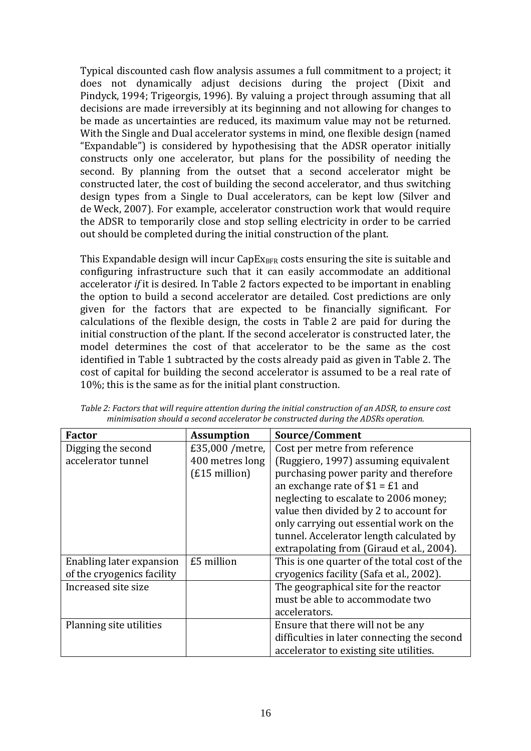Typical discounted cash flow analysis assumes a full commitment to a project; it does not dynamically adjust decisions during the project (Dixit and Pindyck, 1994; Trigeorgis, 1996). By valuing a project through assuming that all decisions are made irreversibly at its beginning and not allowing for changes to be made as uncertainties are reduced, its maximum value may not be returned. With the Single and Dual accelerator systems in mind, one flexible design (named "Expandable") is considered by hypothesising that the ADSR operator initially constructs only one accelerator, but plans for the possibility of needing the second. By planning from the outset that a second accelerator might be constructed later, the cost of building the second accelerator, and thus switching design types from a Single to Dual accelerators, can be kept low (Silver and de Weck, 2007). For example, accelerator construction work that would require the ADSR to temporarily close and stop selling electricity in order to be carried out should be completed during the initial construction of the plant.

This Expandable design will incur $CapEx_{BFR}$ costs ensuring the site is suitable and configuring infrastructure such that it can easily accommodate an additional accelerator *if* it is desired. In Table 2 factors expected to be important in enabling the option to build a second accelerator are detailed. Cost predictions are only given for the factors that are expected to be financially significant. For calculations of the flexible design, the costs in Table 2 are paid for during the initial construction of the plant. If the second accelerator is constructed later, the model determines the cost of that accelerator to be the same as the cost identified in Table 1 subtracted by the costs already paid as given in Table 2. The cost of capital for building the second accelerator is assumed to be a real rate of 10%; this is the same as for the initial plant construction.

*Table 2: Factors that will require attention during the initial construction of an ADSR, to ensure cost minimisation should a second accelerator be constructed during the ADSRs operation.*

| Factor | Assumption | Source/Comment |
|---|---|---|
| Digging the second accelerator tunnel | £35,000 /metre, 400 metres long (£15 million) | Cost per metre from reference (Ruggiero, 1997) assuming equivalent purchasing power parity and therefore an exchange rate of $1 = £1 and neglecting to escalate to 2006 money; value then divided by 2 to account for only carrying out essential work on the tunnel. Accelerator length calculated by extrapolating from (Giraud et al., 2004). |
| Enabling later expansion of the cryogenics facility | £5 million | This is one quarter of the total cost of the cryogenics facility (Safa et al., 2002). |
| Increased site size | | The geographical site for the reactor must be able to accommodate two accelerators. |
| Planning site utilities | | Ensure that there will not be any difficulties in later connecting the second accelerator to existing site utilities. |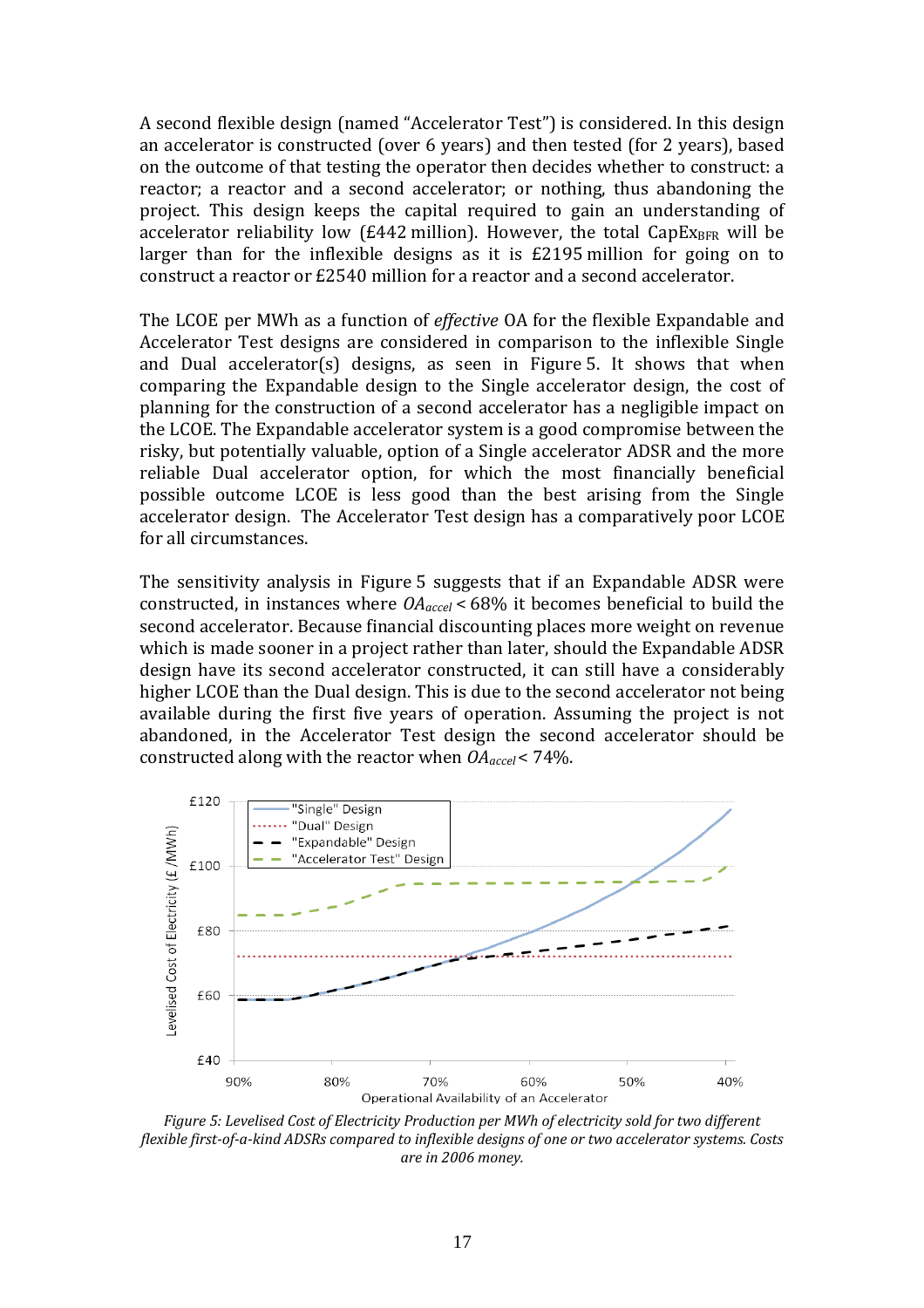A second flexible design (named "Accelerator Test") is considered. In this design an accelerator is constructed (over 6 years) and then tested (for 2 years), based on the outcome of that testing the operator then decides whether to construct: a reactor; a reactor and a second accelerator; or nothing, thus abandoning the project. This design keeps the capital required to gain an understanding of accelerator reliability low (£442 million). However, the total $CapEx_{BFR}$ will be larger than for the inflexible designs as it is £2195 million for going on to construct a reactor or £2540 million for a reactor and a second accelerator.

The LCOE per MWh as a function of *effective* OA for the flexible Expandable and Accelerator Test designs are considered in comparison to the inflexible Single and Dual accelerator(s) designs, as seen in Figure 5. It shows that when comparing the Expandable design to the Single accelerator design, the cost of planning for the construction of a second accelerator has a negligible impact on the LCOE. The Expandable accelerator system is a good compromise between the risky, but potentially valuable, option of a Single accelerator ADSR and the more reliable Dual accelerator option, for which the most financially beneficial possible outcome LCOE is less good than the best arising from the Single accelerator design. The Accelerator Test design has a comparatively poor LCOE for all circumstances.

The sensitivity analysis in Figure 5 suggests that if an Expandable ADSR were constructed, in instances where $OA_{accel} < 68\%$ it becomes beneficial to build the second accelerator. Because financial discounting places more weight on revenue which is made sooner in a project rather than later, should the Expandable ADSR design have its second accelerator constructed, it can still have a considerably higher LCOE than the Dual design. This is due to the second accelerator not being available during the first five years of operation. Assuming the project is not abandoned, in the Accelerator Test design the second accelerator should be constructed along with the reactor when $OA_{accel} < 74\%$.

*Figure 5: Levelised Cost of Electricity Production per MWh of electricity sold for two different flexible first-of-a-kind ADSRs compared to inflexible designs of one or two accelerator systems. Costs are in 2006 money.*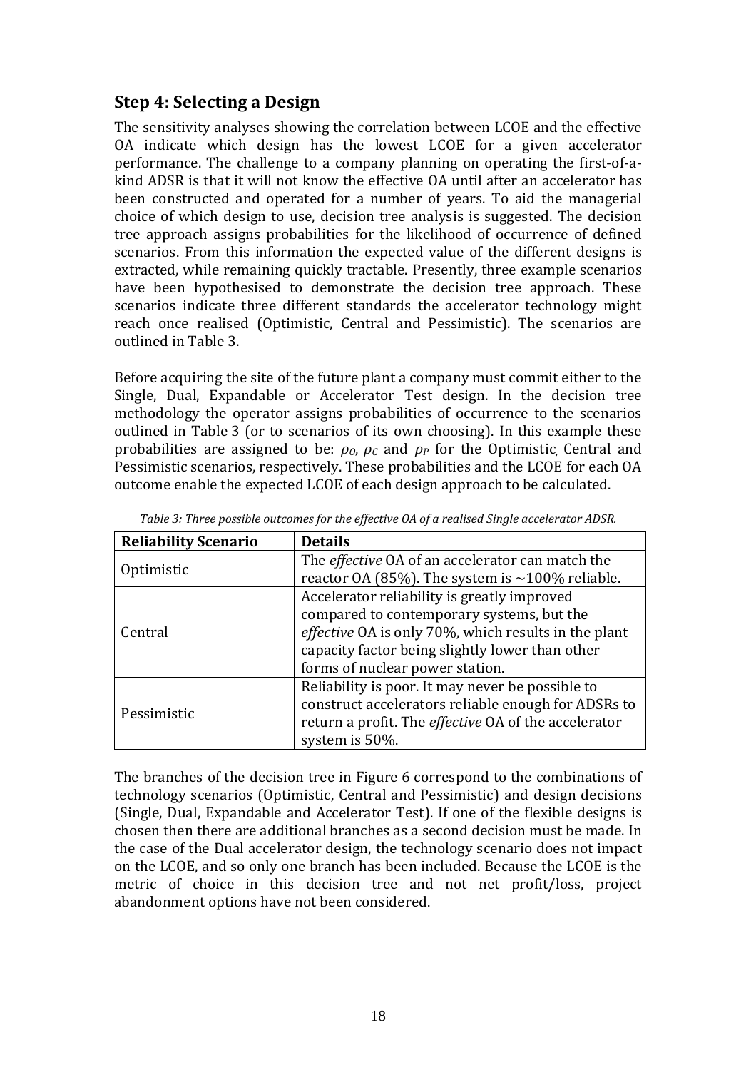## Step 4: Selecting a Design

The sensitivity analyses showing the correlation between LCOE and the effective OA indicate which design has the lowest LCOE for a given accelerator performance. The challenge to a company planning on operating the first-of-a-kind ADSR is that it will not know the effective OA until after an accelerator has been constructed and operated for a number of years. To aid the managerial choice of which design to use, decision tree analysis is suggested. The decision tree approach assigns probabilities for the likelihood of occurrence of defined scenarios. From this information the expected value of the different designs is extracted, while remaining quickly tractable. Presently, three example scenarios have been hypothesised to demonstrate the decision tree approach. These scenarios indicate three different standards the accelerator technology might reach once realised (Optimistic, Central and Pessimistic). The scenarios are outlined in Table 3.

Before acquiring the site of the future plant a company must commit either to the Single, Dual, Expandable or Accelerator Test design. In the decision tree methodology the operator assigns probabilities of occurrence to the scenarios outlined in Table 3 (or to scenarios of its own choosing). In this example these probabilities are assigned to be: $\rho_O$, $\rho_C$ and $\rho_P$ for the Optimistic, Central and Pessimistic scenarios, respectively. These probabilities and the LCOE for each OA outcome enable the expected LCOE of each design approach to be calculated.

*Table 3: Three possible outcomes for the effective OA of a realised Single accelerator ADSR.*

| Reliability Scenario | Details |
|---|---|
| Optimistic | The *effective* OA of an accelerator can match the reactor OA (85%). The system is ~100% reliable. |
| Central | Accelerator reliability is greatly improved compared to contemporary systems, but the *effective* OA is only 70%, which results in the plant capacity factor being slightly lower than other forms of nuclear power station. |
| Pessimistic | Reliability is poor. It may never be possible to construct accelerators reliable enough for ADSRs to return a profit. The *effective* OA of the accelerator system is 50%. |

The branches of the decision tree in Figure 6 correspond to the combinations of technology scenarios (Optimistic, Central and Pessimistic) and design decisions (Single, Dual, Expandable and Accelerator Test). If one of the flexible designs is chosen then there are additional branches as a second decision must be made. In the case of the Dual accelerator design, the technology scenario does not impact on the LCOE, and so only one branch has been included. Because the LCOE is the metric of choice in this decision tree and not net profit/loss, project abandonment options have not been considered.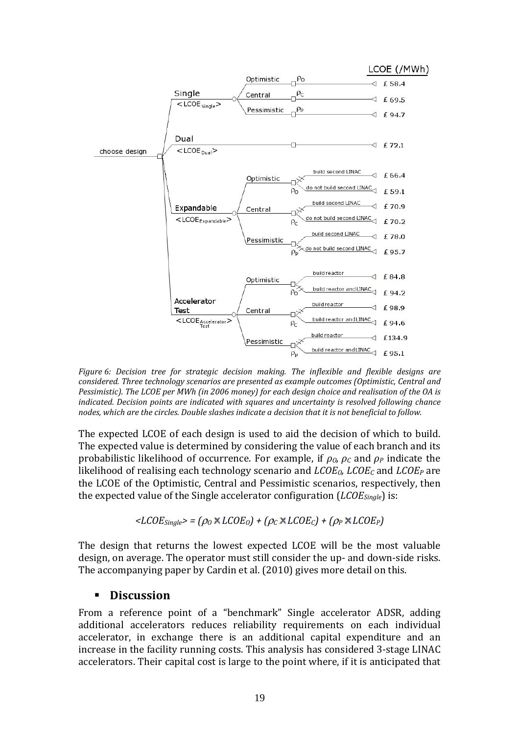*Figure 6: Decision tree for strategic decision making. The inflexible and flexible designs are considered. Three technology scenarios are presented as example outcomes (Optimistic, Central and Pessimistic). The LCOE per MWh (in 2006 money) for each design choice and realisation of the OA is indicated. Decision points are indicated with squares and uncertainty is resolved following chance nodes, which are the circles. Double slashes indicate a decision that it is not beneficial to follow.*

The expected LCOE of each design is used to aid the decision of which to build. The expected value is determined by considering the value of each branch and its probabilistic likelihood of occurrence. For example, if $\rho_O$, $\rho_C$ and $\rho_P$ indicate the likelihood of realising each technology scenario and $LCOE_O$, $LCOE_C$ and $LCOE_P$ are the LCOE of the Optimistic, Central and Pessimistic scenarios, respectively, then the expected value of the Single accelerator configuration ($LCOE_{Single}$) is:

$$<LCOE_{Single}> = (\rho_O \times LCOE_O) + (\rho_C \times LCOE_C) + (\rho_P \times LCOE_P)$$

The design that returns the lowest expected LCOE will be the most valuable design, on average. The operator must still consider the up- and down-side risks. The accompanying paper by Cardin et al. (2010) gives more detail on this.

## Discussion

From a reference point of a "benchmark" Single accelerator ADSR, adding additional accelerators reduces reliability requirements on each individual accelerator, in exchange there is an additional capital expenditure and an increase in the facility running costs. This analysis has considered 3-stage LINAC accelerators. Their capital cost is large to the point where, if it is anticipated that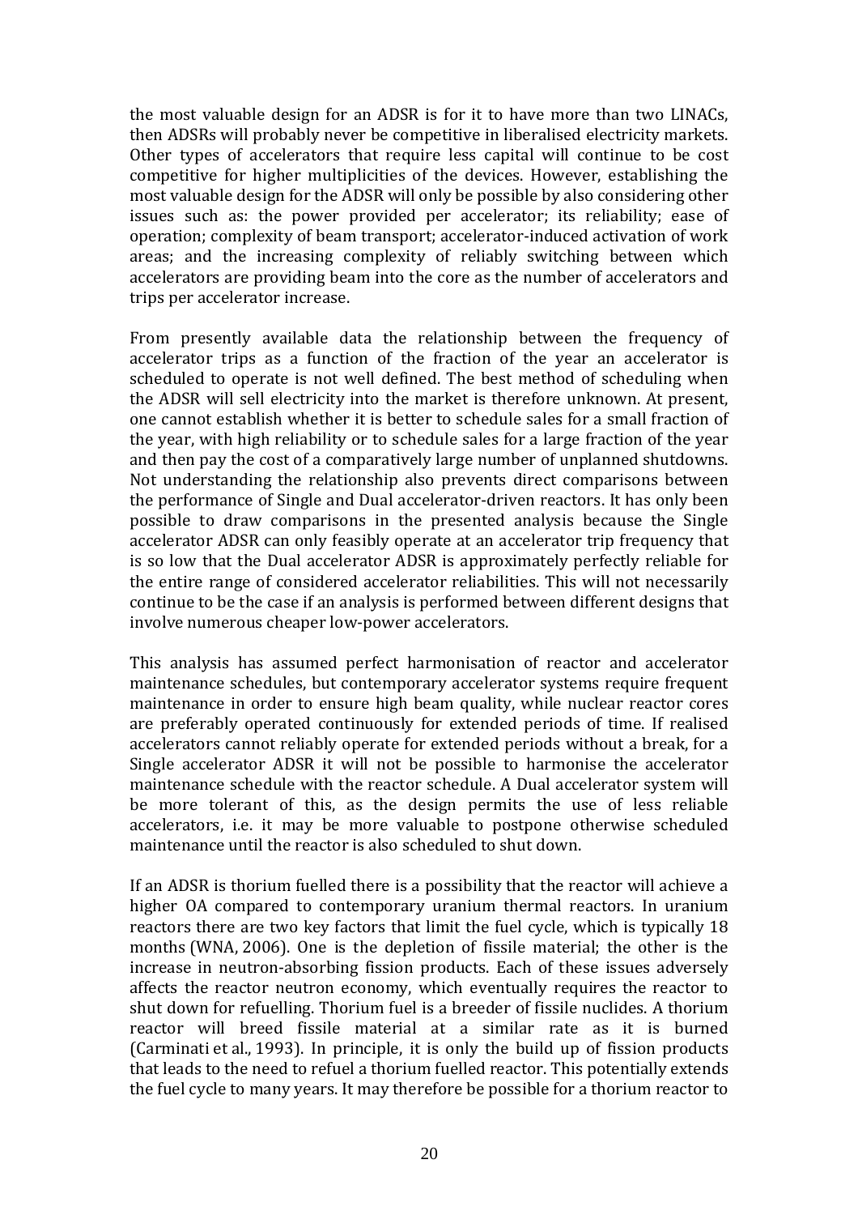the most valuable design for an ADSR is for it to have more than two LINACs, then ADSRs will probably never be competitive in liberalised electricity markets. Other types of accelerators that require less capital will continue to be cost competitive for higher multiplicities of the devices. However, establishing the most valuable design for the ADSR will only be possible by also considering other issues such as: the power provided per accelerator; its reliability; ease of operation; complexity of beam transport; accelerator-induced activation of work areas; and the increasing complexity of reliably switching between which accelerators are providing beam into the core as the number of accelerators and trips per accelerator increase.

From presently available data the relationship between the frequency of accelerator trips as a function of the fraction of the year an accelerator is scheduled to operate is not well defined. The best method of scheduling when the ADSR will sell electricity into the market is therefore unknown. At present, one cannot establish whether it is better to schedule sales for a small fraction of the year, with high reliability or to schedule sales for a large fraction of the year and then pay the cost of a comparatively large number of unplanned shutdowns. Not understanding the relationship also prevents direct comparisons between the performance of Single and Dual accelerator-driven reactors. It has only been possible to draw comparisons in the presented analysis because the Single accelerator ADSR can only feasibly operate at an accelerator trip frequency that is so low that the Dual accelerator ADSR is approximately perfectly reliable for the entire range of considered accelerator reliabilities. This will not necessarily continue to be the case if an analysis is performed between different designs that involve numerous cheaper low-power accelerators.

This analysis has assumed perfect harmonisation of reactor and accelerator maintenance schedules, but contemporary accelerator systems require frequent maintenance in order to ensure high beam quality, while nuclear reactor cores are preferably operated continuously for extended periods of time. If realised accelerators cannot reliably operate for extended periods without a break, for a Single accelerator ADSR it will not be possible to harmonise the accelerator maintenance schedule with the reactor schedule. A Dual accelerator system will be more tolerant of this, as the design permits the use of less reliable accelerators, i.e. it may be more valuable to postpone otherwise scheduled maintenance until the reactor is also scheduled to shut down.

If an ADSR is thorium fuelled there is a possibility that the reactor will achieve a higher OA compared to contemporary uranium thermal reactors. In uranium reactors there are two key factors that limit the fuel cycle, which is typically 18 months (WNA, 2006). One is the depletion of fissile material; the other is the increase in neutron-absorbing fission products. Each of these issues adversely affects the reactor neutron economy, which eventually requires the reactor to shut down for refuelling. Thorium fuel is a breeder of fissile nuclides. A thorium reactor will breed fissile material at a similar rate as it is burned (Carminati et al., 1993). In principle, it is only the build up of fission products that leads to the need to refuel a thorium fuelled reactor. This potentially extends the fuel cycle to many years. It may therefore be possible for a thorium reactor to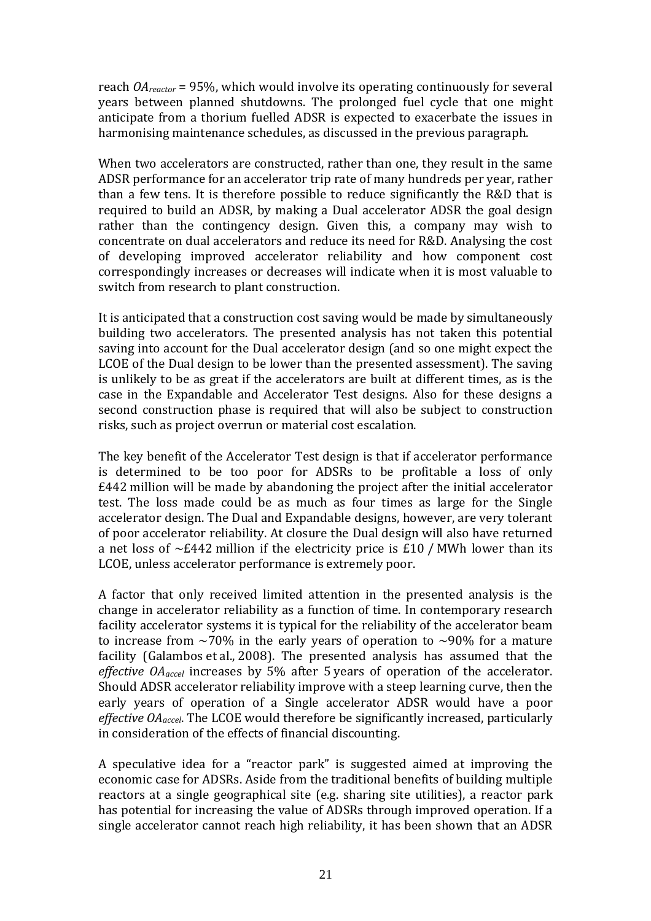reach $OA_{reactor}$ = 95%, which would involve its operating continuously for several years between planned shutdowns. The prolonged fuel cycle that one might anticipate from a thorium fuelled ADSR is expected to exacerbate the issues in harmonising maintenance schedules, as discussed in the previous paragraph.

When two accelerators are constructed, rather than one, they result in the same ADSR performance for an accelerator trip rate of many hundreds per year, rather than a few tens. It is therefore possible to reduce significantly the R&D that is required to build an ADSR, by making a Dual accelerator ADSR the goal design rather than the contingency design. Given this, a company may wish to concentrate on dual accelerators and reduce its need for R&D. Analysing the cost of developing improved accelerator reliability and how component cost correspondingly increases or decreases will indicate when it is most valuable to switch from research to plant construction.

It is anticipated that a construction cost saving would be made by simultaneously building two accelerators. The presented analysis has not taken this potential saving into account for the Dual accelerator design (and so one might expect the LCOE of the Dual design to be lower than the presented assessment). The saving is unlikely to be as great if the accelerators are built at different times, as is the case in the Expandable and Accelerator Test designs. Also for these designs a second construction phase is required that will also be subject to construction risks, such as project overrun or material cost escalation.

The key benefit of the Accelerator Test design is that if accelerator performance is determined to be too poor for ADSRs to be profitable a loss of only £442 million will be made by abandoning the project after the initial accelerator test. The loss made could be as much as four times as large for the Single accelerator design. The Dual and Expandable designs, however, are very tolerant of poor accelerator reliability. At closure the Dual design will also have returned a net loss of ~£442 million if the electricity price is £10 / MWh lower than its LCOE, unless accelerator performance is extremely poor.

A factor that only received limited attention in the presented analysis is the change in accelerator reliability as a function of time. In contemporary research facility accelerator systems it is typical for the reliability of the accelerator beam to increase from ~70% in the early years of operation to ~90% for a mature facility (Galambos et al., 2008). The presented analysis has assumed that the *effective* $OA_{accel}$ increases by 5% after 5 years of operation of the accelerator. Should ADSR accelerator reliability improve with a steep learning curve, then the early years of operation of a Single accelerator ADSR would have a poor *effective* $OA_{accel}$. The LCOE would therefore be significantly increased, particularly in consideration of the effects of financial discounting.

A speculative idea for a "reactor park" is suggested aimed at improving the economic case for ADSRs. Aside from the traditional benefits of building multiple reactors at a single geographical site (e.g. sharing site utilities), a reactor park has potential for increasing the value of ADSRs through improved operation. If a single accelerator cannot reach high reliability, it has been shown that an ADSR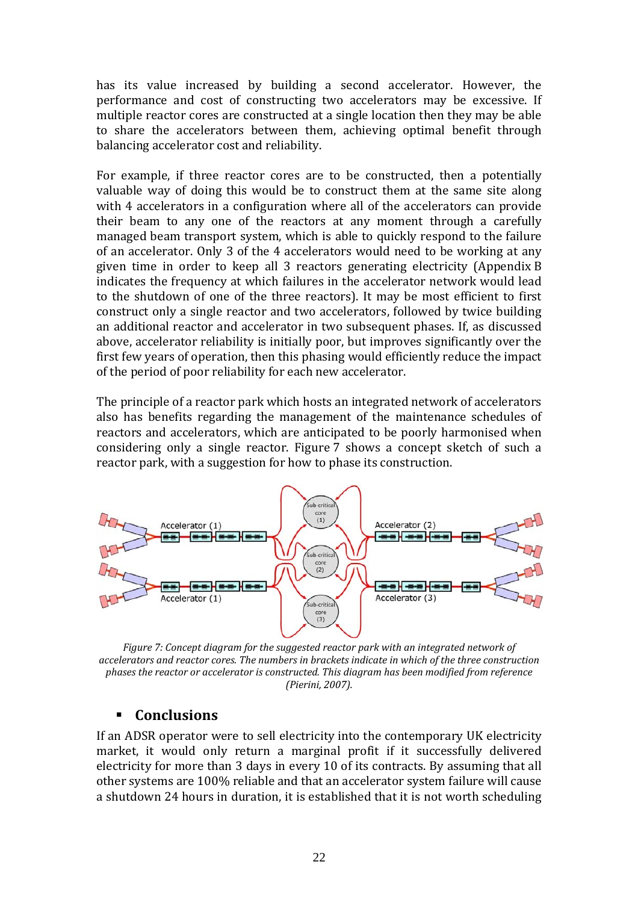has its value increased by building a second accelerator. However, the performance and cost of constructing two accelerators may be excessive. If multiple reactor cores are constructed at a single location then they may be able to share the accelerators between them, achieving optimal benefit through balancing accelerator cost and reliability.

For example, if three reactor cores are to be constructed, then a potentially valuable way of doing this would be to construct them at the same site along with 4 accelerators in a configuration where all of the accelerators can provide their beam to any one of the reactors at any moment through a carefully managed beam transport system, which is able to quickly respond to the failure of an accelerator. Only 3 of the 4 accelerators would need to be working at any given time in order to keep all 3 reactors generating electricity (Appendix B indicates the frequency at which failures in the accelerator network would lead to the shutdown of one of the three reactors). It may be most efficient to first construct only a single reactor and two accelerators, followed by twice building an additional reactor and accelerator in two subsequent phases. If, as discussed above, accelerator reliability is initially poor, but improves significantly over the first few years of operation, then this phasing would efficiently reduce the impact of the period of poor reliability for each new accelerator.

The principle of a reactor park which hosts an integrated network of accelerators also has benefits regarding the management of the maintenance schedules of reactors and accelerators, which are anticipated to be poorly harmonised when considering only a single reactor. Figure 7 shows a concept sketch of such a reactor park, with a suggestion for how to phase its construction.

*Figure 7: Concept diagram for the suggested reactor park with an integrated network of accelerators and reactor cores. The numbers in brackets indicate in which of the three construction phases the reactor or accelerator is constructed. This diagram has been modified from reference (Pierini, 2007).*

## Conclusions

If an ADSR operator were to sell electricity into the contemporary UK electricity market, it would only return a marginal profit if it successfully delivered electricity for more than 3 days in every 10 of its contracts. By assuming that all other systems are 100% reliable and that an accelerator system failure will cause a shutdown 24 hours in duration, it is established that it is not worth scheduling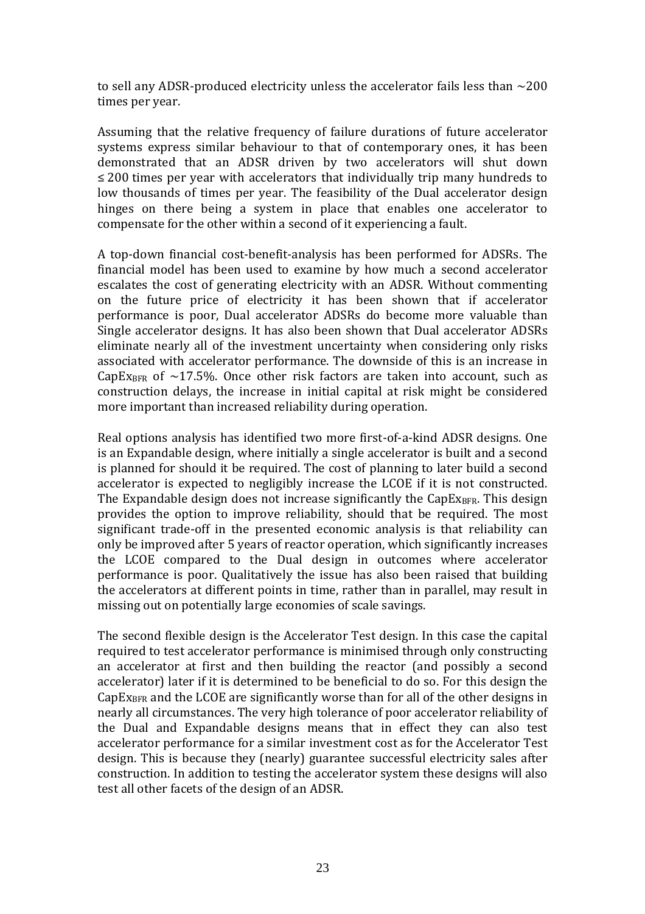to sell any ADSR-produced electricity unless the accelerator fails less than ~200 times per year.

Assuming that the relative frequency of failure durations of future accelerator systems express similar behaviour to that of contemporary ones, it has been demonstrated that an ADSR driven by two accelerators will shut down ≤ 200 times per year with accelerators that individually trip many hundreds to low thousands of times per year. The feasibility of the Dual accelerator design hinges on there being a system in place that enables one accelerator to compensate for the other within a second of it experiencing a fault.

A top-down financial cost-benefit-analysis has been performed for ADSRs. The financial model has been used to examine by how much a second accelerator escalates the cost of generating electricity with an ADSR. Without commenting on the future price of electricity it has been shown that if accelerator performance is poor, Dual accelerator ADSRs do become more valuable than Single accelerator designs. It has also been shown that Dual accelerator ADSRs eliminate nearly all of the investment uncertainty when considering only risks associated with accelerator performance. The downside of this is an increase in $CapEx_{BFR}$ of ~17.5%. Once other risk factors are taken into account, such as construction delays, the increase in initial capital at risk might be considered more important than increased reliability during operation.

Real options analysis has identified two more first-of-a-kind ADSR designs. One is an Expandable design, where initially a single accelerator is built and a second is planned for should it be required. The cost of planning to later build a second accelerator is expected to negligibly increase the LCOE if it is not constructed. The Expandable design does not increase significantly the $CapEx_{BFR}$. This design provides the option to improve reliability, should that be required. The most significant trade-off in the presented economic analysis is that reliability can only be improved after 5 years of reactor operation, which significantly increases the LCOE compared to the Dual design in outcomes where accelerator performance is poor. Qualitatively the issue has also been raised that building the accelerators at different points in time, rather than in parallel, may result in missing out on potentially large economies of scale savings.

The second flexible design is the Accelerator Test design. In this case the capital required to test accelerator performance is minimised through only constructing an accelerator at first and then building the reactor (and possibly a second accelerator) later if it is determined to be beneficial to do so. For this design the $CapEx_{BFR}$ and the LCOE are significantly worse than for all of the other designs in nearly all circumstances. The very high tolerance of poor accelerator reliability of the Dual and Expandable designs means that in effect they can also test accelerator performance for a similar investment cost as for the Accelerator Test design. This is because they (nearly) guarantee successful electricity sales after construction. In addition to testing the accelerator system these designs will also test all other facets of the design of an ADSR.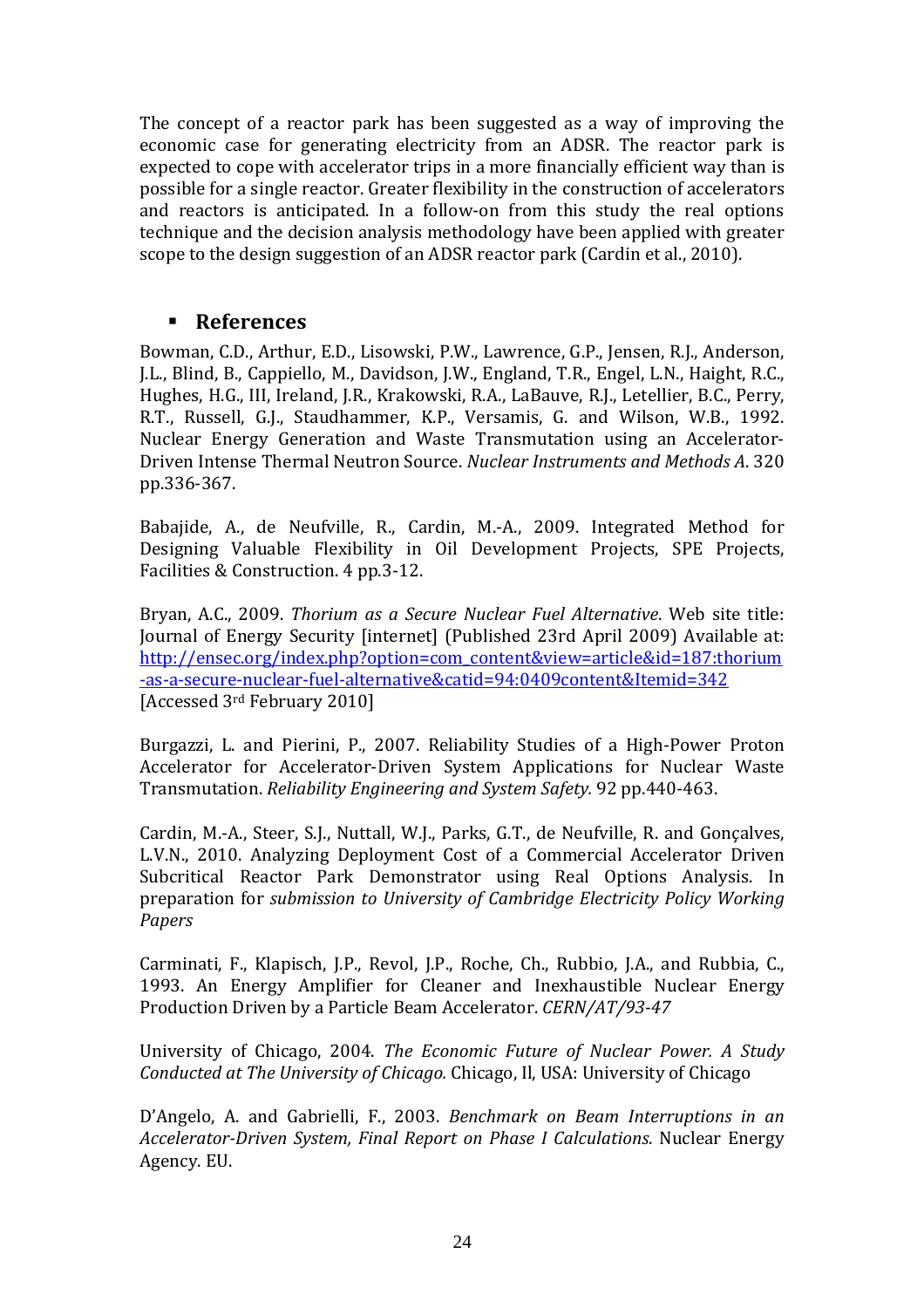The concept of a reactor park has been suggested as a way of improving the economic case for generating electricity from an ADSR. The reactor park is expected to cope with accelerator trips in a more financially efficient way than is possible for a single reactor. Greater flexibility in the construction of accelerators and reactors is anticipated. In a follow-on from this study the real options technique and the decision analysis methodology have been applied with greater scope to the design suggestion of an ADSR reactor park (Cardin et al., 2010).

## References

Bowman, C.D., Arthur, E.D., Lisowski, P.W., Lawrence, G.P., Jensen, R.J., Anderson, J.L., Blind, B., Cappiello, M., Davidson, J.W., England, T.R., Engel, L.N., Haight, R.C., Hughes, H.G., III, Ireland, J.R., Krakowski, R.A., LaBauve, R.J., Letellier, B.C., Perry, R.T., Russell, G.J., Staudhammer, K.P., Versamis, G. and Wilson, W.B., 1992. Nuclear Energy Generation and Waste Transmutation using an Accelerator-Driven Intense Thermal Neutron Source. *Nuclear Instruments and Methods A*. 320 pp.336-367.

Babajide, A., de Neufville, R., Cardin, M.-A., 2009. Integrated Method for Designing Valuable Flexibility in Oil Development Projects, SPE Projects, Facilities & Construction. 4 pp.3-12.

Bryan, A.C., 2009. *Thorium as a Secure Nuclear Fuel Alternative*. Web site title: Journal of Energy Security [internet] (Published 23rd April 2009) Available at: [http://ensec.org/index.php?option=com_content&view=article&id=187:thorium-as-a-secure-nuclear-fuel-alternative&catid=94:0409content&Itemid=342](http://ensec.org/index.php?option=com_content&view=article&id=187:thorium-as-a-secure-nuclear-fuel-alternative&catid=94:0409content&Itemid=342) [Accessed 3rd February 2010]

Burgazzi, L. and Pierini, P., 2007. Reliability Studies of a High-Power Proton Accelerator for Accelerator-Driven System Applications for Nuclear Waste Transmutation. *Reliability Engineering and System Safety.* 92 pp.440-463.

Cardin, M.-A., Steer, S.J., Nuttall, W.J., Parks, G.T., de Neufville, R. and Gonçalves, L.V.N., 2010. Analyzing Deployment Cost of a Commercial Accelerator Driven Subcritical Reactor Park Demonstrator using Real Options Analysis. In preparation for *submission to University of Cambridge Electricity Policy Working Papers*

Carminati, F., Klapisch, J.P., Revol, J.P., Roche, Ch., Rubbio, J.A., and Rubbia, C., 1993. An Energy Amplifier for Cleaner and Inexhaustible Nuclear Energy Production Driven by a Particle Beam Accelerator. *CERN/AT/93-47*

University of Chicago, 2004. *The Economic Future of Nuclear Power. A Study Conducted at The University of Chicago.* Chicago, Il, USA: University of Chicago

D'Angelo, A. and Gabrielli, F., 2003. *Benchmark on Beam Interruptions in an Accelerator-Driven System, Final Report on Phase I Calculations*. Nuclear Energy Agency. EU.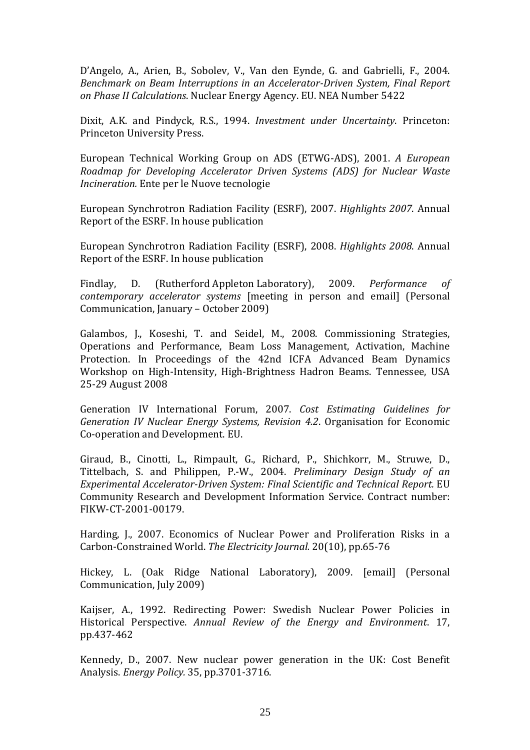D'Angelo, A., Arien, B., Sobolev, V., Van den Eynde, G. and Gabrielli, F., 2004. *Benchmark on Beam Interruptions in an Accelerator-Driven System, Final Report on Phase II Calculations*. Nuclear Energy Agency. EU. NEA Number 5422

Dixit, A.K. and Pindyck, R.S., 1994. *Investment under Uncertainty*. Princeton: Princeton University Press.

European Technical Working Group on ADS (ETWG-ADS), 2001. *A European Roadmap for Developing Accelerator Driven Systems (ADS) for Nuclear Waste Incineration.* Ente per le Nuove tecnologie

European Synchrotron Radiation Facility (ESRF), 2007. *Highlights 2007*. Annual Report of the ESRF. In house publication

European Synchrotron Radiation Facility (ESRF), 2008. *Highlights 2008*. Annual Report of the ESRF. In house publication

Findlay, D. (Rutherford Appleton Laboratory), 2009. *Performance of contemporary accelerator systems* [meeting in person and email] (Personal Communication, January – October 2009)

Galambos, J., Koseshi, T. and Seidel, M., 2008. Commissioning Strategies, Operations and Performance, Beam Loss Management, Activation, Machine Protection. In Proceedings of the 42nd ICFA Advanced Beam Dynamics Workshop on High-Intensity, High-Brightness Hadron Beams. Tennessee, USA 25-29 August 2008

Generation IV International Forum, 2007. *Cost Estimating Guidelines for Generation IV Nuclear Energy Systems, Revision 4.2*. Organisation for Economic Co-operation and Development. EU.

Giraud, B., Cinotti, L., Rimpault, G., Richard, P., Shichkorr, M., Struwe, D., Tittelbach, S. and Philippen, P.-W., 2004. *Preliminary Design Study of an Experimental Accelerator-Driven System: Final Scientific and Technical Report.* EU Community Research and Development Information Service. Contract number: FIKW-CT-2001-00179.

Harding, J., 2007. Economics of Nuclear Power and Proliferation Risks in a Carbon-Constrained World. *The Electricity Journal.* 20(10), pp.65-76

Hickey, L. (Oak Ridge National Laboratory), 2009. [email] (Personal Communication, July 2009)

Kaijser, A., 1992. Redirecting Power: Swedish Nuclear Power Policies in Historical Perspective. *Annual Review of the Energy and Environment*. 17, pp.437-462

Kennedy, D., 2007. New nuclear power generation in the UK: Cost Benefit Analysis. *Energy Policy.* 35, pp.3701-3716.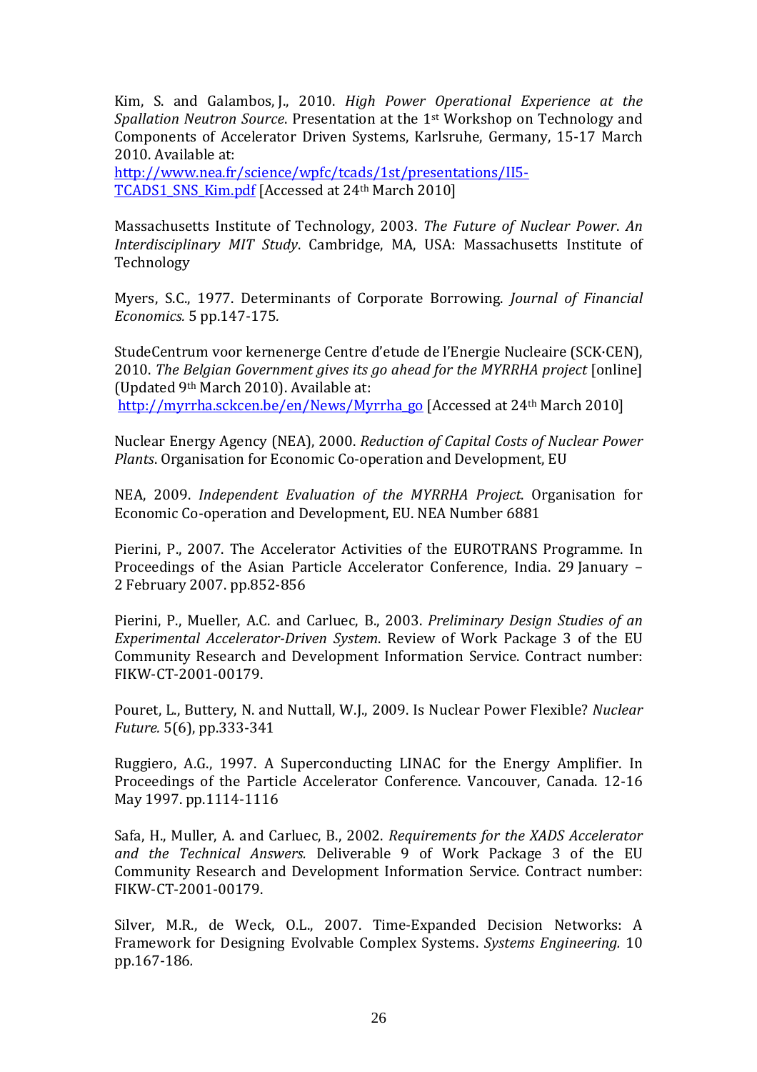Kim, S. and Galambos, J., 2010. *High Power Operational Experience at the Spallation Neutron Source*. Presentation at the 1st Workshop on Technology and Components of Accelerator Driven Systems, Karlsruhe, Germany, 15-17 March 2010. Available at: [http://www.nea.fr/science/wpfc/tcads/1st/presentations/II5-TCADS1_SNS_Kim.pdf](http://www.nea.fr/science/wpfc/tcads/1st/presentations/II5-TCADS1_SNS_Kim.pdf) [Accessed at 24th March 2010]

Massachusetts Institute of Technology, 2003. *The Future of Nuclear Power. An Interdisciplinary MIT Study*. Cambridge, MA, USA: Massachusetts Institute of Technology

Myers, S.C., 1977. Determinants of Corporate Borrowing. *Journal of Financial Economics.* 5 pp.147-175.

StudeCentrum voor kernenerge Centre d'etude de l'Energie Nucleaire (SCK·CEN), 2010. *The Belgian Government gives its go ahead for the MYRRHA project* [online] (Updated 9th March 2010). Available at: [http://myrrha.sckcen.be/en/News/Myrrha_go](http://myrrha.sckcen.be/en/News/Myrrha_go) [Accessed at 24th March 2010]

Nuclear Energy Agency (NEA), 2000. *Reduction of Capital Costs of Nuclear Power Plants*. Organisation for Economic Co-operation and Development, EU

NEA, 2009. *Independent Evaluation of the MYRRHA Project*. Organisation for Economic Co-operation and Development, EU. NEA Number 6881

Pierini, P., 2007. The Accelerator Activities of the EUROTRANS Programme. In Proceedings of the Asian Particle Accelerator Conference, India. 29 January – 2 February 2007. pp.852-856

Pierini, P., Mueller, A.C. and Carluec, B., 2003. *Preliminary Design Studies of an Experimental Accelerator-Driven System*. Review of Work Package 3 of the EU Community Research and Development Information Service. Contract number: FIKW-CT-2001-00179.

Pouret, L., Buttery, N. and Nuttall, W.J., 2009. Is Nuclear Power Flexible? *Nuclear Future.* 5(6), pp.333-341

Ruggiero, A.G., 1997. A Superconducting LINAC for the Energy Amplifier. In Proceedings of the Particle Accelerator Conference. Vancouver, Canada. 12-16 May 1997. pp.1114-1116

Safa, H., Muller, A. and Carluec, B., 2002. *Requirements for the XADS Accelerator and the Technical Answers.* Deliverable 9 of Work Package 3 of the EU Community Research and Development Information Service. Contract number: FIKW-CT-2001-00179.

Silver, M.R., de Weck, O.L., 2007. Time-Expanded Decision Networks: A Framework for Designing Evolvable Complex Systems. *Systems Engineering.* 10 pp.167-186.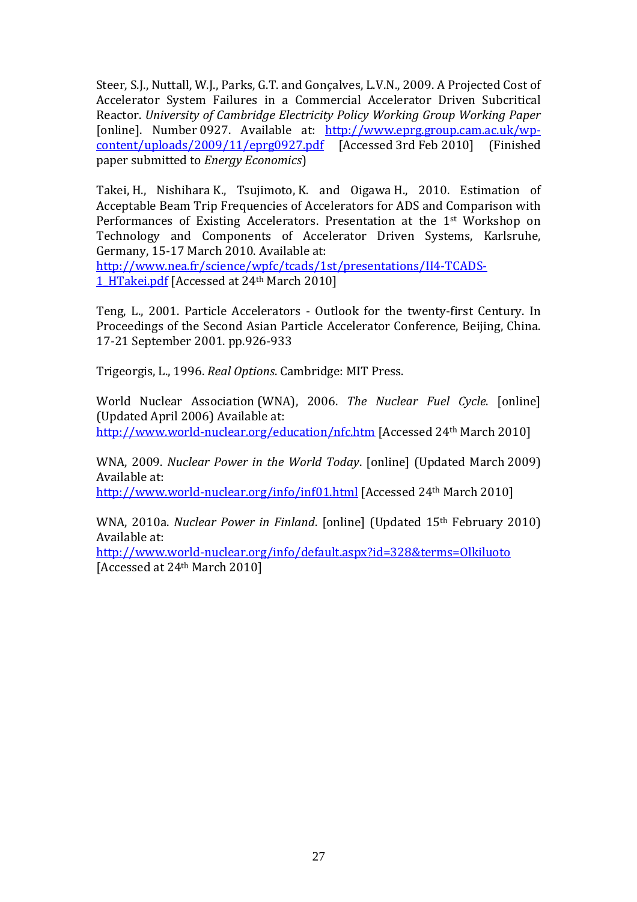Steer, S.J., Nuttall, W.J., Parks, G.T. and Gonçalves, L.V.N., 2009. A Projected Cost of Accelerator System Failures in a Commercial Accelerator Driven Subcritical Reactor. *University of Cambridge Electricity Policy Working Group Working Paper* [online]. Number 0927. Available at: http://www.eprg.group.cam.ac.uk/wp-content/uploads/2009/11/eprg0927.pdf [Accessed 3rd Feb 2010] (Finished paper submitted to *Energy Economics*)

Takei, H., Nishihara K., Tsujimoto, K. and Oigawa H., 2010. Estimation of Acceptable Beam Trip Frequencies of Accelerators for ADS and Comparison with Performances of Existing Accelerators. Presentation at the 1st Workshop on Technology and Components of Accelerator Driven Systems, Karlsruhe, Germany, 15-17 March 2010. Available at: http://www.nea.fr/science/wpfc/tcads/1st/presentations/II4-TCADS-1_HTakei.pdf [Accessed at 24th March 2010]

Teng, L., 2001. Particle Accelerators - Outlook for the twenty-first Century. In Proceedings of the Second Asian Particle Accelerator Conference, Beijing, China. 17-21 September 2001. pp.926-933

Trigeorgis, L., 1996. *Real Options*. Cambridge: MIT Press.

World Nuclear Association (WNA), 2006. *The Nuclear Fuel Cycle*. [online] (Updated April 2006) Available at: http://www.world-nuclear.org/education/nfc.htm [Accessed 24th March 2010]

WNA, 2009. *Nuclear Power in the World Today*. [online] (Updated March 2009) Available at: http://www.world-nuclear.org/info/inf01.html [Accessed 24th March 2010]

WNA, 2010a. *Nuclear Power in Finland*. [online] (Updated 15th February 2010) Available at: http://www.world-nuclear.org/info/default.aspx?id=328&terms=Olkiluoto [Accessed at 24th March 2010]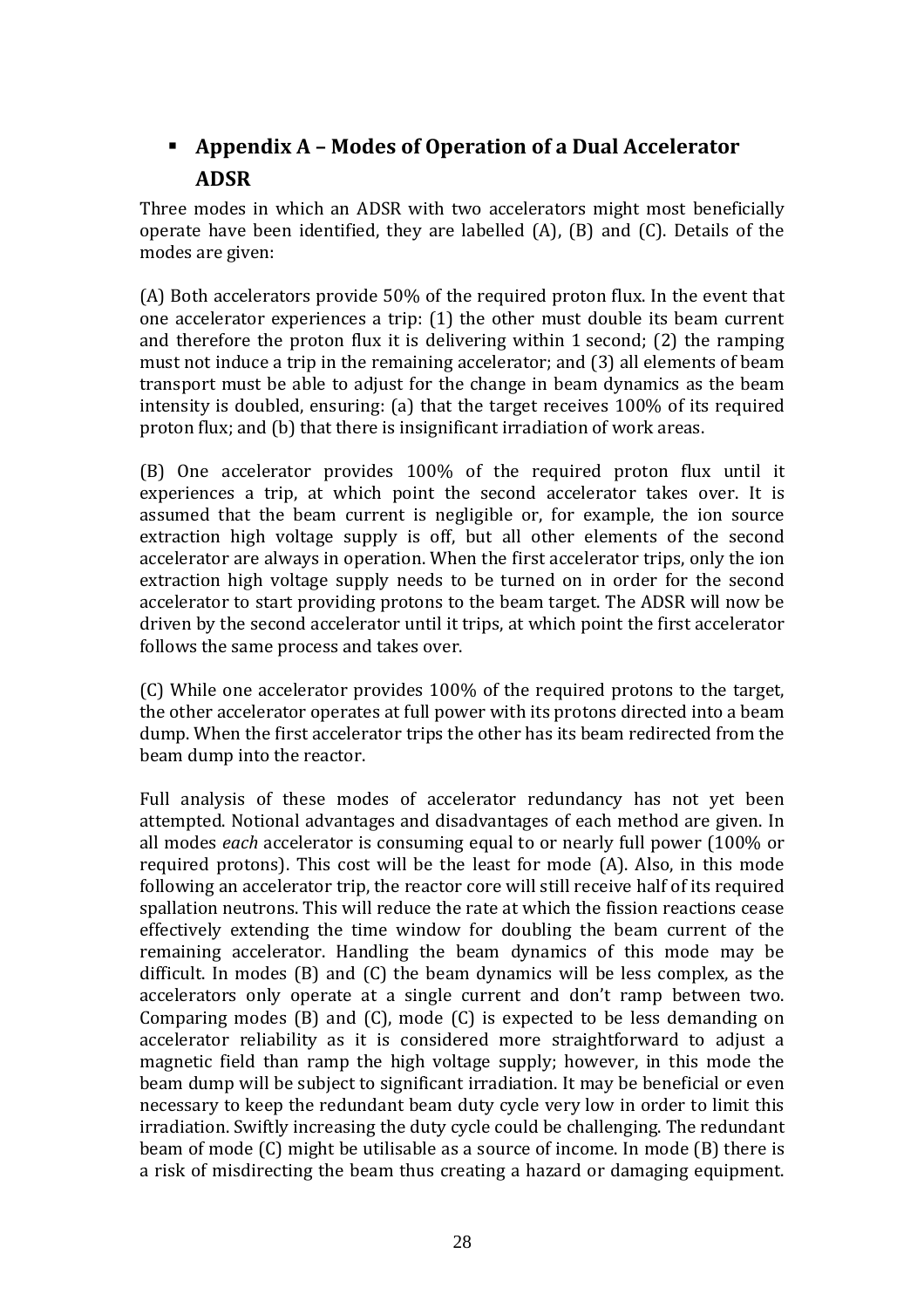## Appendix A – Modes of Operation of a Dual Accelerator ADSR

Three modes in which an ADSR with two accelerators might most beneficially operate have been identified, they are labelled (A), (B) and (C). Details of the modes are given:

(A) Both accelerators provide 50% of the required proton flux. In the event that one accelerator experiences a trip: (1) the other must double its beam current and therefore the proton flux it is delivering within 1 second; (2) the ramping must not induce a trip in the remaining accelerator; and (3) all elements of beam transport must be able to adjust for the change in beam dynamics as the beam intensity is doubled, ensuring: (a) that the target receives 100% of its required proton flux; and (b) that there is insignificant irradiation of work areas.

(B) One accelerator provides 100% of the required proton flux until it experiences a trip, at which point the second accelerator takes over. It is assumed that the beam current is negligible or, for example, the ion source extraction high voltage supply is off, but all other elements of the second accelerator are always in operation. When the first accelerator trips, only the ion extraction high voltage supply needs to be turned on in order for the second accelerator to start providing protons to the beam target. The ADSR will now be driven by the second accelerator until it trips, at which point the first accelerator follows the same process and takes over.

(C) While one accelerator provides 100% of the required protons to the target, the other accelerator operates at full power with its protons directed into a beam dump. When the first accelerator trips the other has its beam redirected from the beam dump into the reactor.

Full analysis of these modes of accelerator redundancy has not yet been attempted. Notional advantages and disadvantages of each method are given. In all modes *each* accelerator is consuming equal to or nearly full power (100% or required protons). This cost will be the least for mode (A). Also, in this mode following an accelerator trip, the reactor core will still receive half of its required spallation neutrons. This will reduce the rate at which the fission reactions cease effectively extending the time window for doubling the beam current of the remaining accelerator. Handling the beam dynamics of this mode may be difficult. In modes (B) and (C) the beam dynamics will be less complex, as the accelerators only operate at a single current and don't ramp between two. Comparing modes (B) and (C), mode (C) is expected to be less demanding on accelerator reliability as it is considered more straightforward to adjust a magnetic field than ramp the high voltage supply; however, in this mode the beam dump will be subject to significant irradiation. It may be beneficial or even necessary to keep the redundant beam duty cycle very low in order to limit this irradiation. Swiftly increasing the duty cycle could be challenging. The redundant beam of mode (C) might be utilisable as a source of income. In mode (B) there is a risk of misdirecting the beam thus creating a hazard or damaging equipment.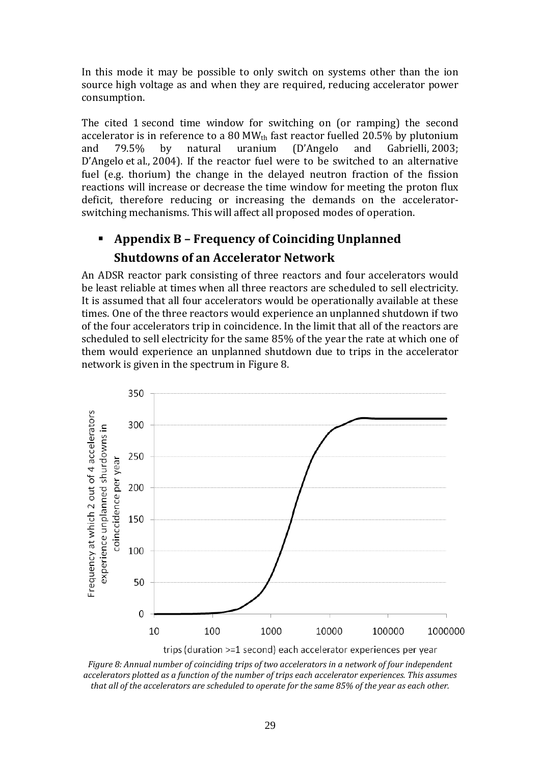In this mode it may be possible to only switch on systems other than the ion source high voltage as and when they are required, reducing accelerator power consumption.

The cited 1 second time window for switching on (or ramping) the second accelerator is in reference to a 80 $MW_{th}$ fast reactor fuelled 20.5% by plutonium and 79.5% by natural uranium (D'Angelo and Gabrielli, 2003; D'Angelo et al., 2004). If the reactor fuel were to be switched to an alternative fuel (e.g. thorium) the change in the delayed neutron fraction of the fission reactions will increase or decrease the time window for meeting the proton flux deficit, therefore reducing or increasing the demands on the accelerator-switching mechanisms. This will affect all proposed modes of operation.

## Appendix B – Frequency of Coinciding Unplanned Shutdowns of an Accelerator Network

An ADSR reactor park consisting of three reactors and four accelerators would be least reliable at times when all three reactors are scheduled to sell electricity. It is assumed that all four accelerators would be operationally available at these times. One of the three reactors would experience an unplanned shutdown if two of the four accelerators trip in coincidence. In the limit that all of the reactors are scheduled to sell electricity for the same 85% of the year the rate at which one of them would experience an unplanned shutdown due to trips in the accelerator network is given in the spectrum in Figure 8.

Frequency at which 2 out of 4 accelerators experience unplanned shurdowns in coinccidence per year

350
300
250
200
150
100
50
0

10
100
1000
10000
100000
1000000

trips (duration >=1 second) each accelerator experiences per year

*Figure 8: Annual number of coinciding trips of two accelerators in a network of four independent accelerators plotted as a function of the number of trips each accelerator experiences. This assumes that all of the accelerators are scheduled to operate for the same 85% of the year as each other.*